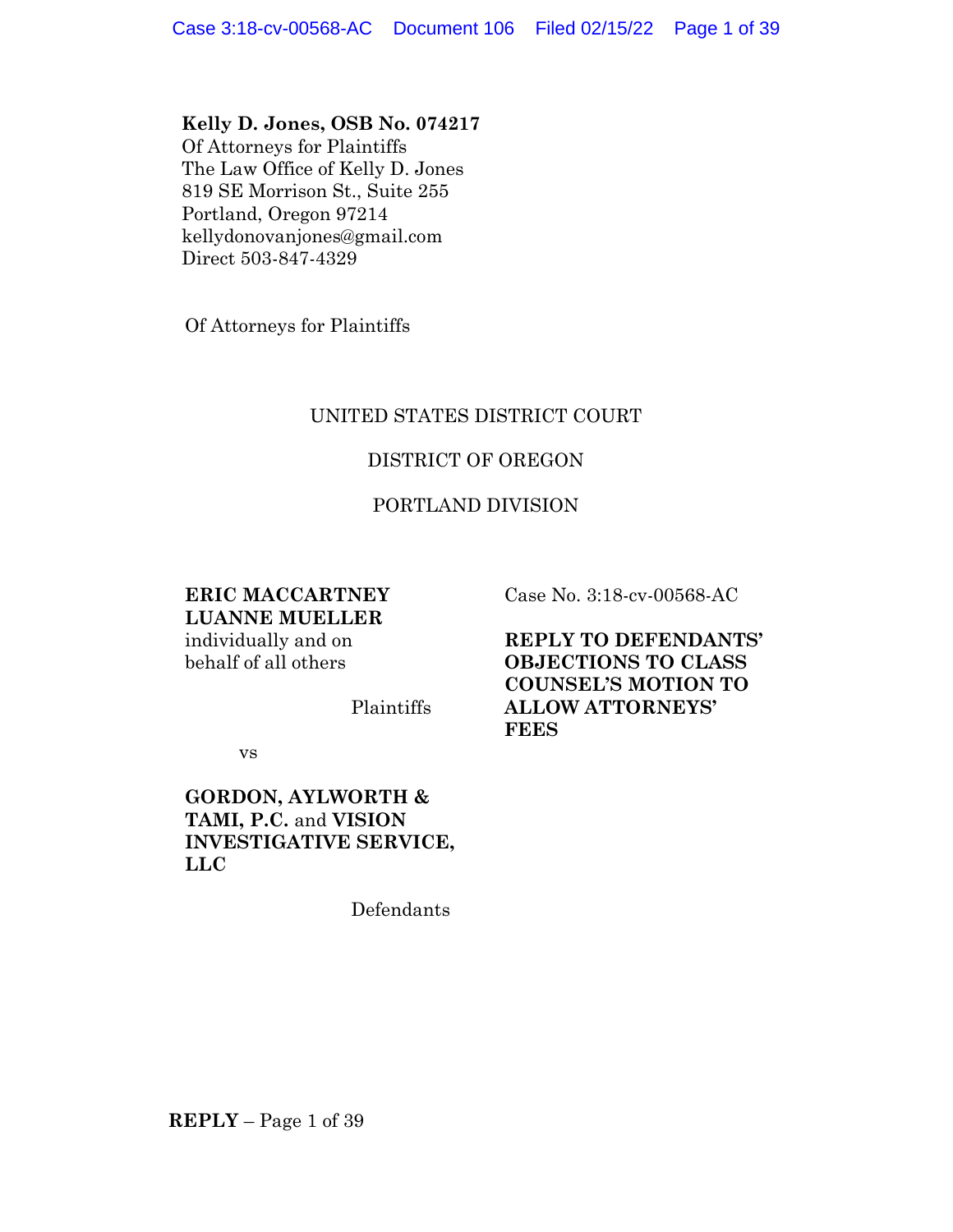**Kelly D. Jones, OSB No. 074217**
Of Attorneys for Plaintiffs
The Law Office of Kelly D. Jones
819 SE Morrison St., Suite 255
Portland, Oregon 97214
kellydonovanjones@gmail.com
Direct 503-847-4329

Of Attorneys for Plaintiffs

UNITED STATES DISTRICT COURT

DISTRICT OF OREGON

PORTLAND DIVISION

**ERIC MACCARTNEY**
**LUANNE MUELLER**
individually and on behalf of all others

Plaintiffs

vs

**GORDON, AYLWORTH & TAMI, P.C.** and **VISION INVESTIGATIVE SERVICE, LLC**

Defendants

Case No. 3:18-cv-00568-AC

**REPLY TO DEFENDANTS' OBJECTIONS TO CLASS COUNSEL'S MOTION TO ALLOW ATTORNEYS' FEES**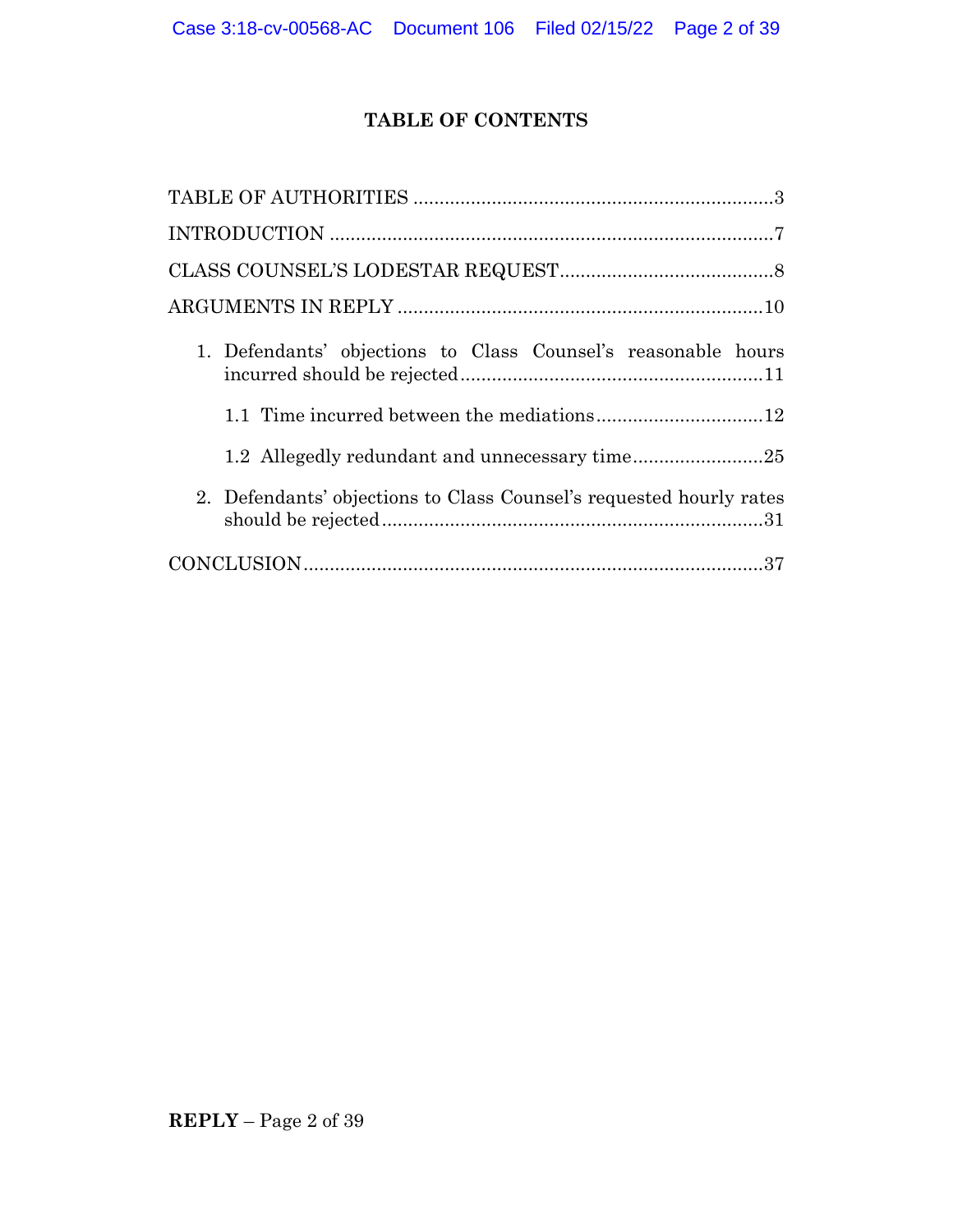# TABLE OF CONTENTS

TABLE OF AUTHORITIES ....................................................................3

INTRODUCTION ....................................................................7

CLASS COUNSEL'S LODESTAR REQUEST ........................................8

ARGUMENTS IN REPLY ....................................................................10

1. Defendants' objections to Class Counsel's reasonable hours incurred should be rejected ........................................................11

   1.1 Time incurred between the mediations ................................12

   1.2 Allegedly redundant and unnecessary time .........................25

2. Defendants' objections to Class Counsel's requested hourly rates should be rejected ........................................................................31

CONCLUSION ........................................................................................37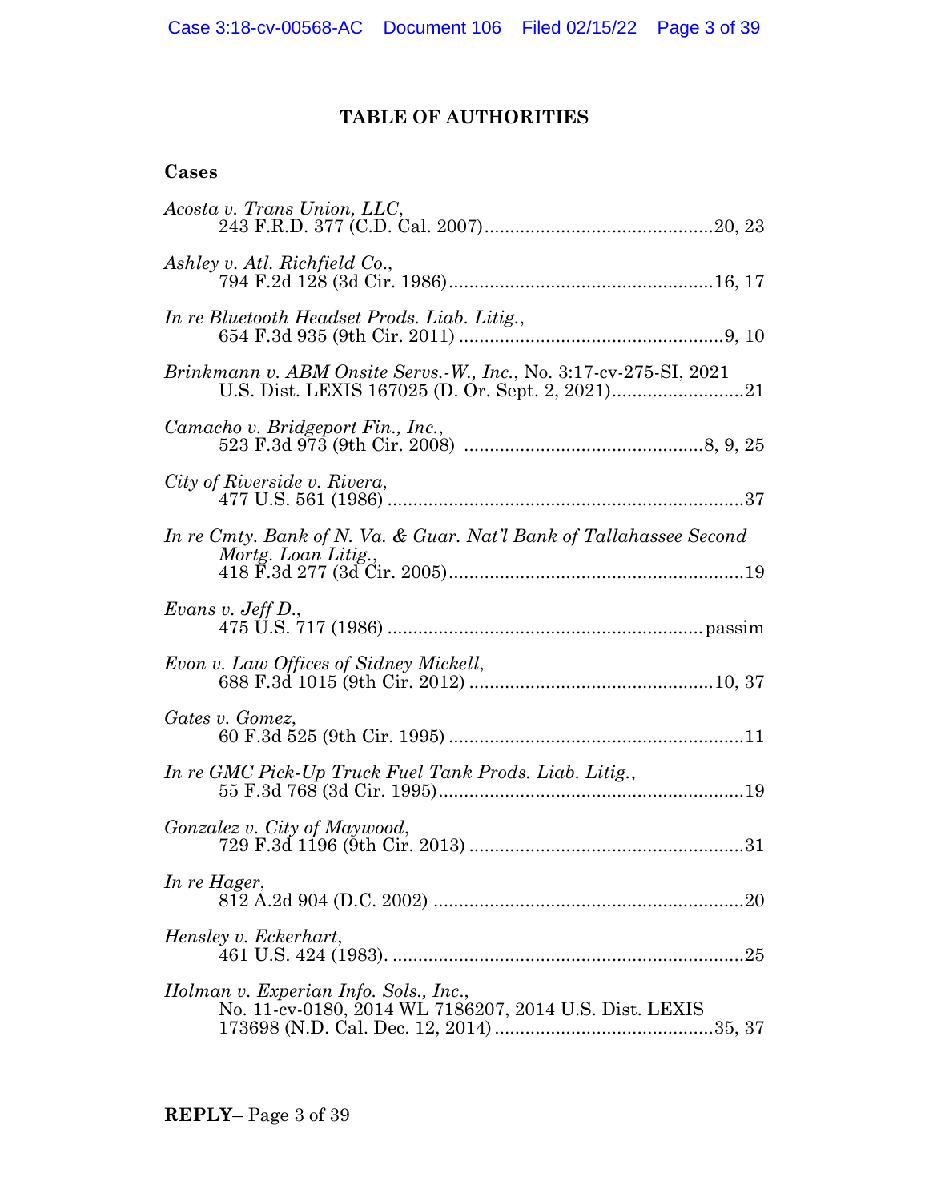# TABLE OF AUTHORITIES

## Cases

*Acosta v. Trans Union, LLC*,
243 F.R.D. 377 (C.D. Cal. 2007) .......... 20, 23

*Ashley v. Atl. Richfield Co.*,
794 F.2d 128 (3d Cir. 1986) .......... 16, 17

*In re Bluetooth Headset Prods. Liab. Litig.*,
654 F.3d 935 (9th Cir. 2011) .......... 9, 10

*Brinkmann v. ABM Onsite Servs.-W., Inc.*, No. 3:17-cv-275-SI, 2021 U.S. Dist. LEXIS 167025 (D. Or. Sept. 2, 2021) .......... 21

*Camacho v. Bridgeport Fin., Inc.*,
523 F.3d 973 (9th Cir. 2008) .......... 8, 9, 25

*City of Riverside v. Rivera*,
477 U.S. 561 (1986) .......... 37

*In re Cmty. Bank of N. Va. & Guar. Nat'l Bank of Tallahassee Second Mortg. Loan Litig.*,
418 F.3d 277 (3d Cir. 2005) .......... 19

*Evans v. Jeff D.*,
475 U.S. 717 (1986) .......... passim

*Evon v. Law Offices of Sidney Mickell*,
688 F.3d 1015 (9th Cir. 2012) .......... 10, 37

*Gates v. Gomez*,
60 F.3d 525 (9th Cir. 1995) .......... 11

*In re GMC Pick-Up Truck Fuel Tank Prods. Liab. Litig.*,
55 F.3d 768 (3d Cir. 1995) .......... 19

*Gonzalez v. City of Maywood*,
729 F.3d 1196 (9th Cir. 2013) .......... 31

*In re Hager*,
812 A.2d 904 (D.C. 2002) .......... 20

*Hensley v. Eckerhart*,
461 U.S. 424 (1983). .......... 25

*Holman v. Experian Info. Sols., Inc.*,
No. 11-cv-0180, 2014 WL 7186207, 2014 U.S. Dist. LEXIS 173698 (N.D. Cal. Dec. 12, 2014) .......... 35, 37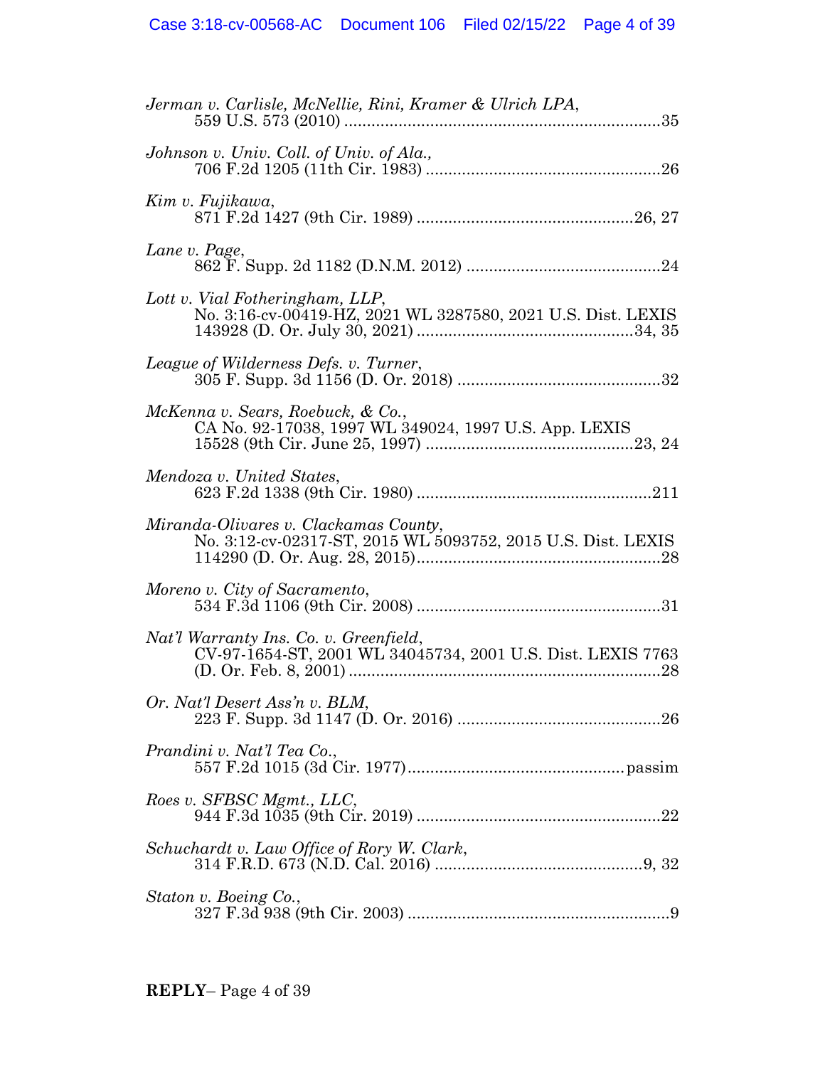*Jerman v. Carlisle, McNellie, Rini, Kramer & Ulrich LPA*,
559 U.S. 573 (2010) .......................................................................35

*Johnson v. Univ. Coll. of Univ. of Ala.*,
706 F.2d 1205 (11th Cir. 1983) ....................................................26

*Kim v. Fujikawa*,
871 F.2d 1427 (9th Cir. 1989) ................................................26, 27

*Lane v. Page*,
862 F. Supp. 2d 1182 (D.N.M. 2012) ...........................................24

*Lott v. Vial Fotheringham, LLP*,
No. 3:16-cv-00419-HZ, 2021 WL 3287580, 2021 U.S. Dist. LEXIS 143928 (D. Or. July 30, 2021) ................................................34, 35

*League of Wilderness Defs. v. Turner*,
305 F. Supp. 3d 1156 (D. Or. 2018) .............................................32

*McKenna v. Sears, Roebuck, & Co.*,
CA No. 92-17038, 1997 WL 349024, 1997 U.S. App. LEXIS 15528 (9th Cir. June 25, 1997) ..............................................23, 24

*Mendoza v. United States*,
623 F.2d 1338 (9th Cir. 1980) ....................................................211

*Miranda-Olivares v. Clackamas County*,
No. 3:12-cv-02317-ST, 2015 WL 5093752, 2015 U.S. Dist. LEXIS 114290 (D. Or. Aug. 28, 2015).....................................................28

*Moreno v. City of Sacramento*,
534 F.3d 1106 (9th Cir. 2008) ......................................................31

*Nat'l Warranty Ins. Co. v. Greenfield*,
CV-97-1654-ST, 2001 WL 34045734, 2001 U.S. Dist. LEXIS 7763 (D. Or. Feb. 8, 2001) .....................................................................28

*Or. Nat'l Desert Ass'n v. BLM*,
223 F. Supp. 3d 1147 (D. Or. 2016) .............................................26

*Prandini v. Nat'l Tea Co.*,
557 F.2d 1015 (3d Cir. 1977)................................................passim

*Roes v. SFBSC Mgmt., LLC*,
944 F.3d 1035 (9th Cir. 2019) ......................................................22

*Schuchardt v. Law Office of Rory W. Clark*,
314 F.R.D. 673 (N.D. Cal. 2016) ..............................................9, 32

*Staton v. Boeing Co.*,
327 F.3d 938 (9th Cir. 2003) ..........................................................9

**REPLY**– Page 4 of 39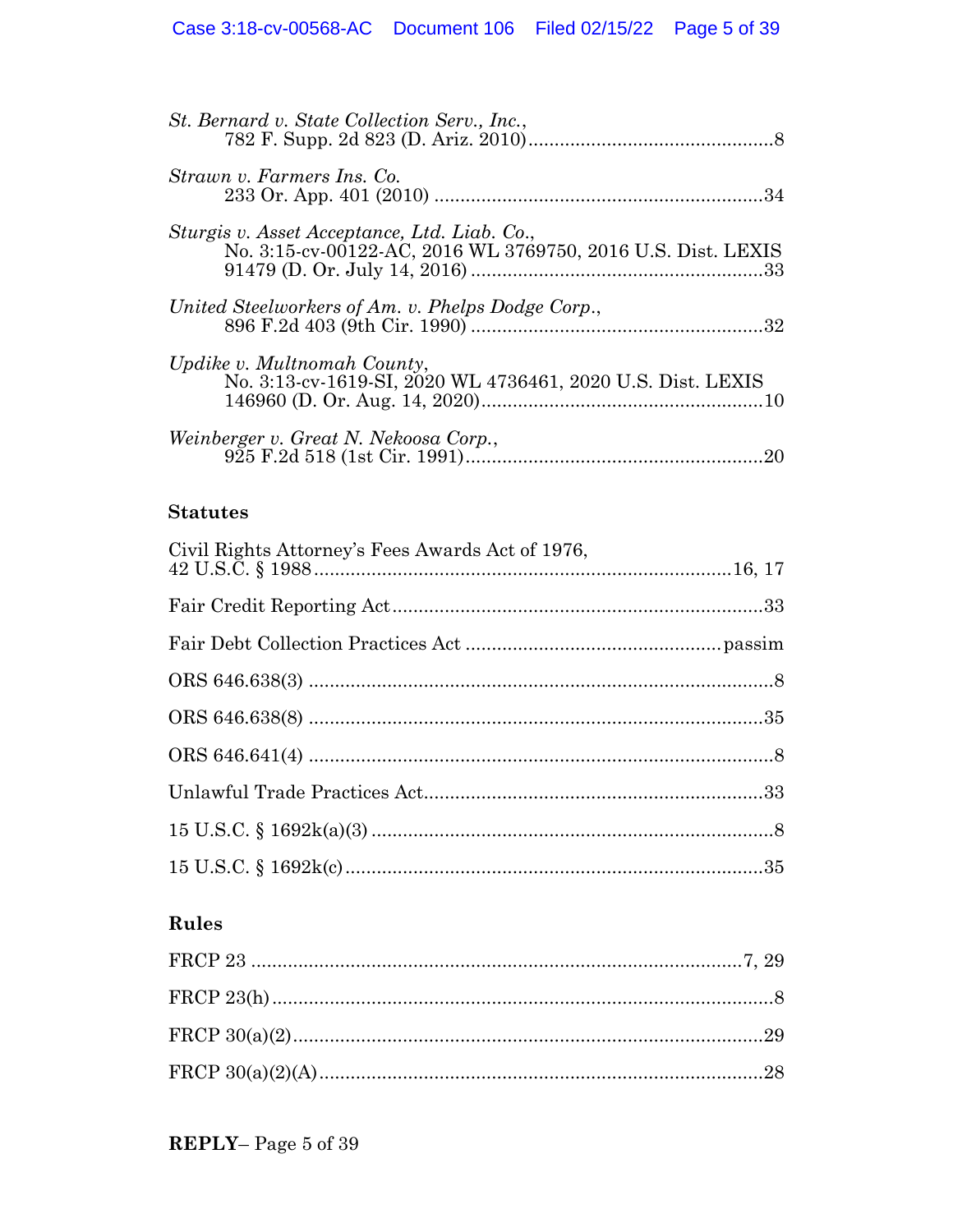*St. Bernard v. State Collection Serv., Inc.*,
782 F. Supp. 2d 823 (D. Ariz. 2010) .............................................. 8

*Strawn v. Farmers Ins. Co.*
233 Or. App. 401 (2010) .............................................................. 34

*Sturgis v. Asset Acceptance, Ltd. Liab. Co.*,
No. 3:15-cv-00122-AC, 2016 WL 3769750, 2016 U.S. Dist. LEXIS 91479 (D. Or. July 14, 2016) ....................................................... 33

*United Steelworkers of Am. v. Phelps Dodge Corp.*,
896 F.2d 403 (9th Cir. 1990) ....................................................... 32

*Updike v. Multnomah County*,
No. 3:13-cv-1619-SI, 2020 WL 4736461, 2020 U.S. Dist. LEXIS 146960 (D. Or. Aug. 14, 2020) ..................................................... 10

*Weinberger v. Great N. Nekoosa Corp.*,
925 F.2d 518 (1st Cir. 1991) ........................................................ 20

## Statutes

Civil Rights Attorney's Fees Awards Act of 1976,
42 U.S.C. § 1988 ................................................................ 16, 17

Fair Credit Reporting Act ...................................................................... 33

Fair Debt Collection Practices Act ............................................... passim

ORS 646.638(3) ....................................................................................... 8

ORS 646.638(8) ..................................................................................... 35

ORS 646.641(4) ....................................................................................... 8

Unlawful Trade Practices Act ................................................................ 33

15 U.S.C. § 1692k(a)(3) ............................................................................ 8

15 U.S.C. § 1692k(c) ............................................................................... 35

## Rules

FRCP 23 ............................................................................................ 7, 29

FRCP 23(h) .............................................................................................. 8

FRCP 30(a)(2) ......................................................................................... 29

FRCP 30(a)(2)(A) .................................................................................... 28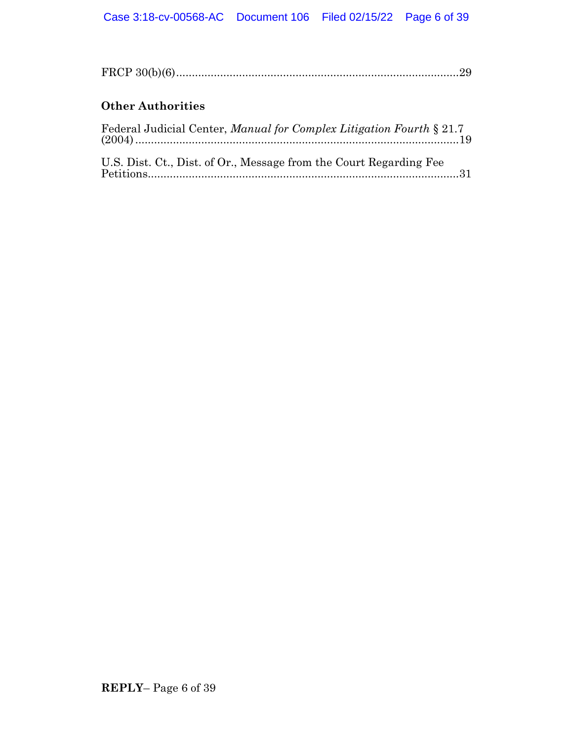FRCP 30(b)(6)..........................................................................................29

### Other Authorities

Federal Judicial Center, *Manual for Complex Litigation Fourth* § 21.7 (2004)..........................................................................................19

U.S. Dist. Ct., Dist. of Or., Message from the Court Regarding Fee Petitions..........................................................................................31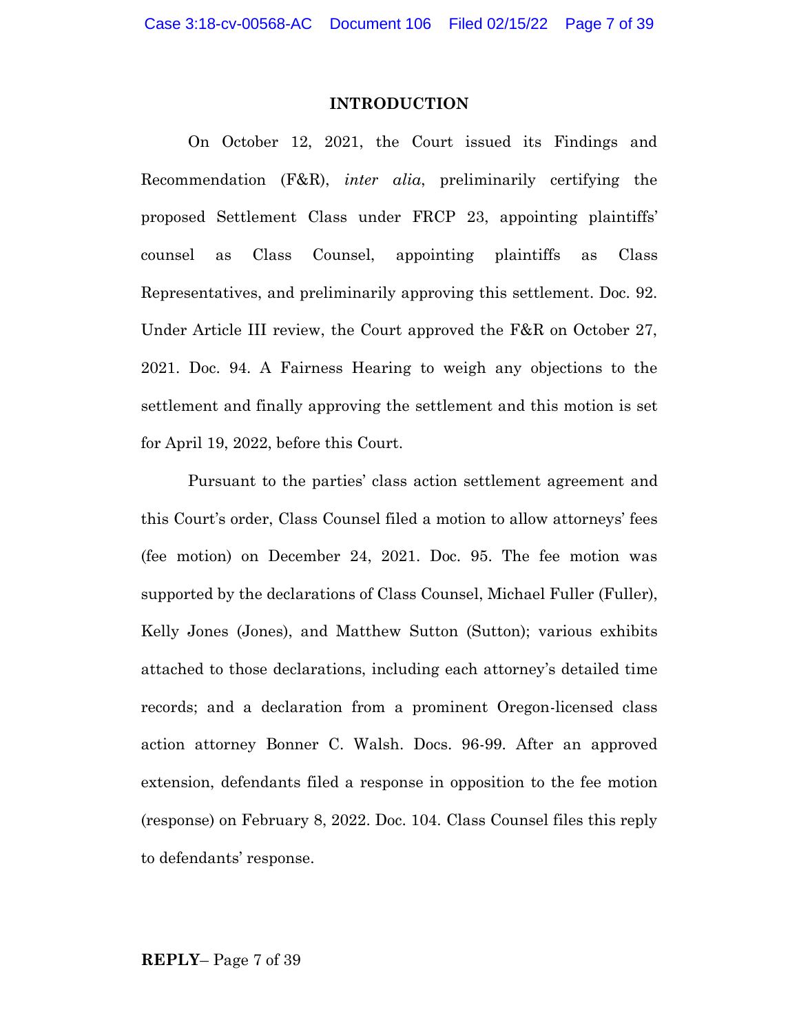## INTRODUCTION

On October 12, 2021, the Court issued its Findings and Recommendation (F&R), *inter alia*, preliminarily certifying the proposed Settlement Class under FRCP 23, appointing plaintiffs' counsel as Class Counsel, appointing plaintiffs as Class Representatives, and preliminarily approving this settlement. Doc. 92. Under Article III review, the Court approved the F&R on October 27, 2021. Doc. 94. A Fairness Hearing to weigh any objections to the settlement and finally approving the settlement and this motion is set for April 19, 2022, before this Court.

Pursuant to the parties' class action settlement agreement and this Court's order, Class Counsel filed a motion to allow attorneys' fees (fee motion) on December 24, 2021. Doc. 95. The fee motion was supported by the declarations of Class Counsel, Michael Fuller (Fuller), Kelly Jones (Jones), and Matthew Sutton (Sutton); various exhibits attached to those declarations, including each attorney's detailed time records; and a declaration from a prominent Oregon-licensed class action attorney Bonner C. Walsh. Docs. 96-99. After an approved extension, defendants filed a response in opposition to the fee motion (response) on February 8, 2022. Doc. 104. Class Counsel files this reply to defendants' response.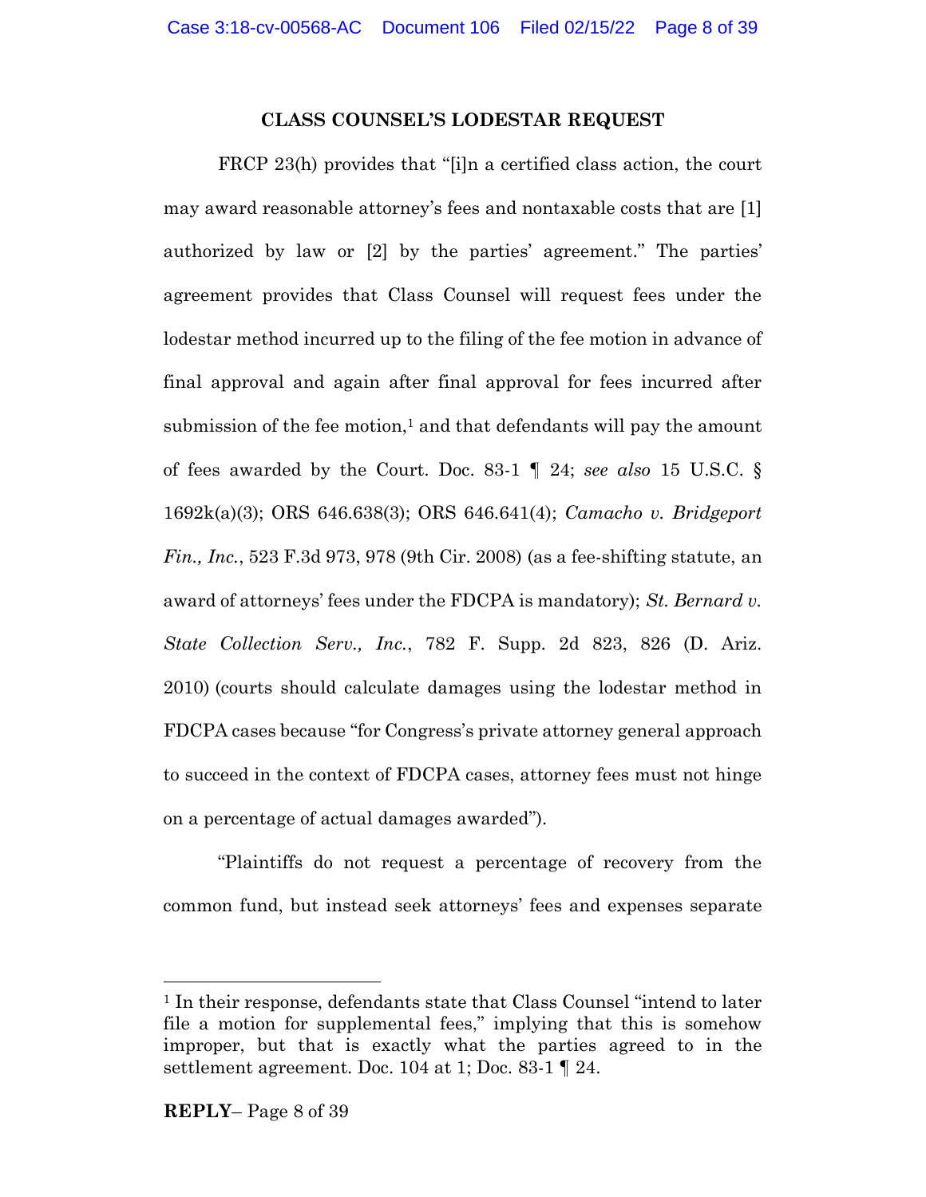## CLASS COUNSEL'S LODESTAR REQUEST

FRCP 23(h) provides that "[i]n a certified class action, the court may award reasonable attorney's fees and nontaxable costs that are [1] authorized by law or [2] by the parties' agreement." The parties' agreement provides that Class Counsel will request fees under the lodestar method incurred up to the filing of the fee motion in advance of final approval and again after final approval for fees incurred after submission of the fee motion,[1] and that defendants will pay the amount of fees awarded by the Court. Doc. 83-1 ¶ 24; *see also* 15 U.S.C. § 1692k(a)(3); ORS 646.638(3); ORS 646.641(4); *Camacho v. Bridgeport Fin., Inc.*, 523 F.3d 973, 978 (9th Cir. 2008) (as a fee-shifting statute, an award of attorneys' fees under the FDCPA is mandatory); *St. Bernard v. State Collection Serv., Inc.*, 782 F. Supp. 2d 823, 826 (D. Ariz. 2010) (courts should calculate damages using the lodestar method in FDCPA cases because "for Congress's private attorney general approach to succeed in the context of FDCPA cases, attorney fees must not hinge on a percentage of actual damages awarded").

"Plaintiffs do not request a percentage of recovery from the common fund, but instead seek attorneys' fees and expenses separate

[1] In their response, defendants state that Class Counsel "intend to later file a motion for supplemental fees," implying that this is somehow improper, but that is exactly what the parties agreed to in the settlement agreement. Doc. 104 at 1; Doc. 83-1 ¶ 24.

**REPLY**– Page 8 of 39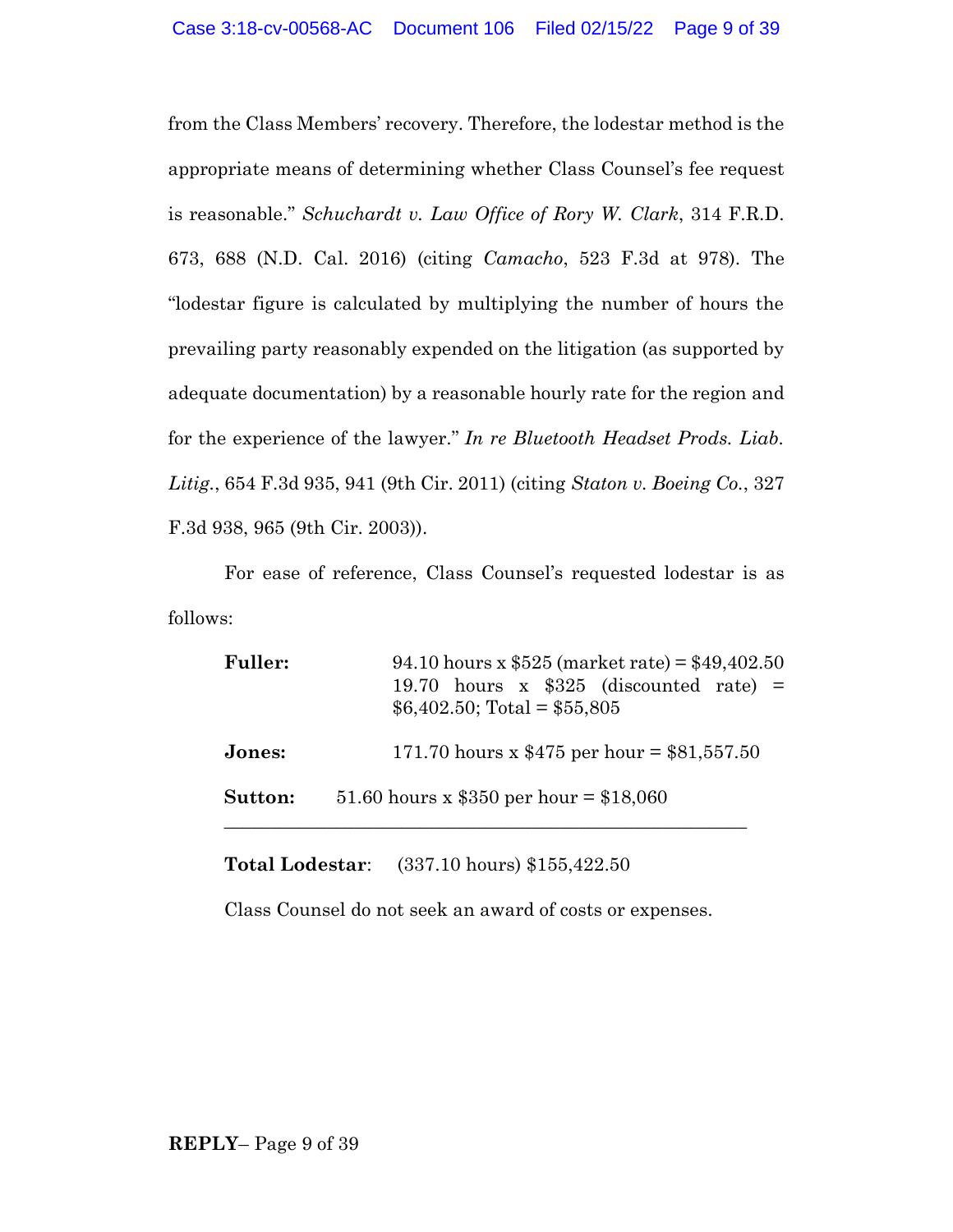from the Class Members' recovery. Therefore, the lodestar method is the appropriate means of determining whether Class Counsel's fee request is reasonable." *Schuchardt v. Law Office of Rory W. Clark*, 314 F.R.D. 673, 688 (N.D. Cal. 2016) (citing *Camacho*, 523 F.3d at 978). The "lodestar figure is calculated by multiplying the number of hours the prevailing party reasonably expended on the litigation (as supported by adequate documentation) by a reasonable hourly rate for the region and for the experience of the lawyer." *In re Bluetooth Headset Prods. Liab. Litig.*, 654 F.3d 935, 941 (9th Cir. 2011) (citing *Staton v. Boeing Co.*, 327 F.3d 938, 965 (9th Cir. 2003)).

For ease of reference, Class Counsel's requested lodestar is as follows:

**Fuller:** 94.10 hours x $525 (market rate) = $49,402.50
19.70 hours x $325 (discounted rate) = $6,402.50; Total = $55,805

**Jones:** 171.70 hours x $475 per hour = $81,557.50

**Sutton:** 51.60 hours x $350 per hour = $18,060

---

**Total Lodestar**: (337.10 hours) $155,422.50

Class Counsel do not seek an award of costs or expenses.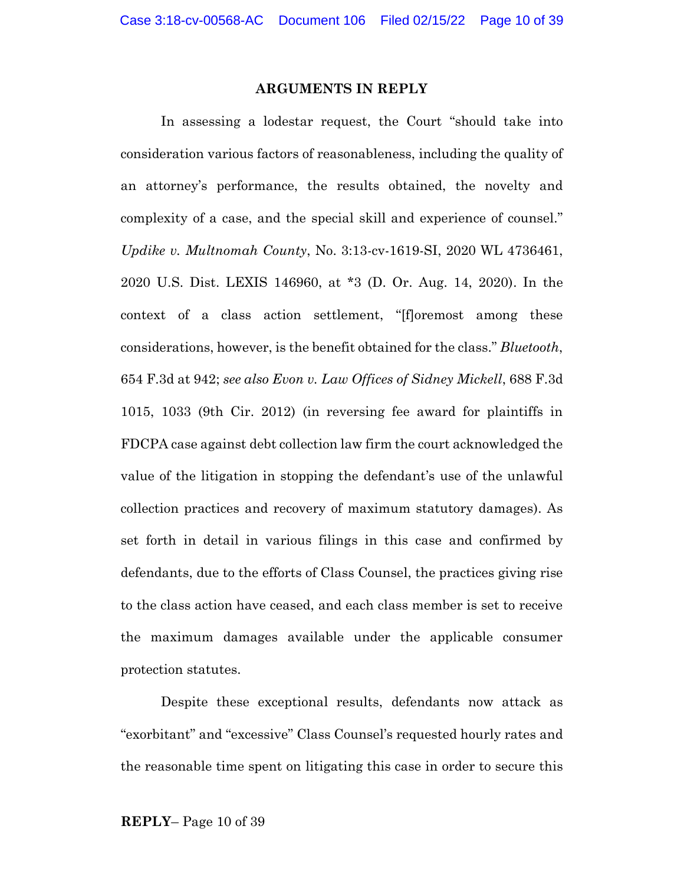## ARGUMENTS IN REPLY

In assessing a lodestar request, the Court "should take into consideration various factors of reasonableness, including the quality of an attorney's performance, the results obtained, the novelty and complexity of a case, and the special skill and experience of counsel." *Updike v. Multnomah County*, No. 3:13-cv-1619-SI, 2020 WL 4736461, 2020 U.S. Dist. LEXIS 146960, at *3 (D. Or. Aug. 14, 2020). In the context of a class action settlement, "[f]oremost among these considerations, however, is the benefit obtained for the class." *Bluetooth*, 654 F.3d at 942; *see also Evon v. Law Offices of Sidney Mickell*, 688 F.3d 1015, 1033 (9th Cir. 2012) (in reversing fee award for plaintiffs in FDCPA case against debt collection law firm the court acknowledged the value of the litigation in stopping the defendant's use of the unlawful collection practices and recovery of maximum statutory damages). As set forth in detail in various filings in this case and confirmed by defendants, due to the efforts of Class Counsel, the practices giving rise to the class action have ceased, and each class member is set to receive the maximum damages available under the applicable consumer protection statutes.

Despite these exceptional results, defendants now attack as "exorbitant" and "excessive" Class Counsel's requested hourly rates and the reasonable time spent on litigating this case in order to secure this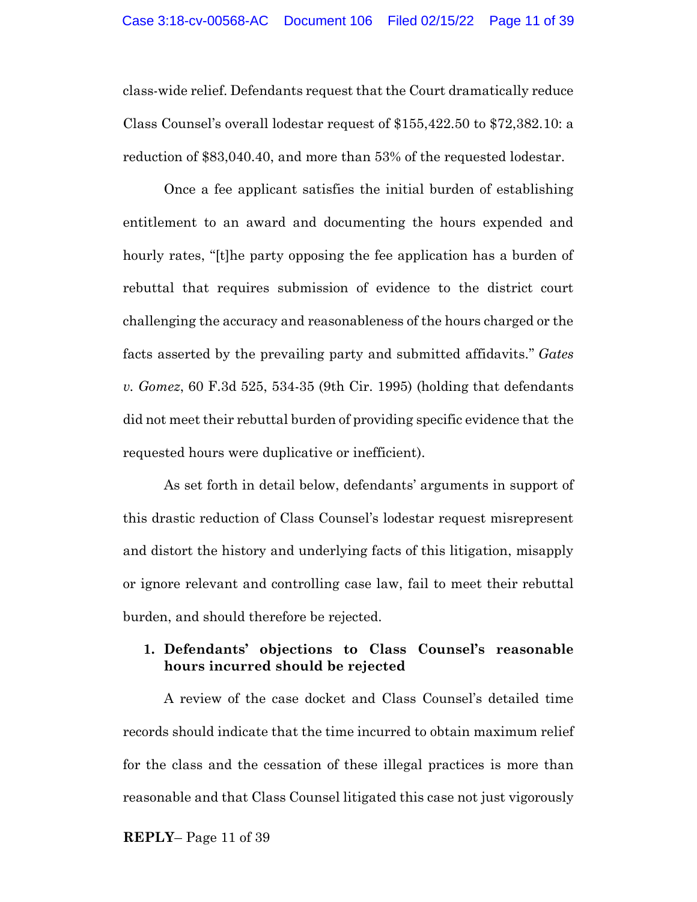class-wide relief. Defendants request that the Court dramatically reduce Class Counsel's overall lodestar request of $155,422.50 to $72,382.10: a reduction of $83,040.40, and more than 53% of the requested lodestar.

Once a fee applicant satisfies the initial burden of establishing entitlement to an award and documenting the hours expended and hourly rates, "[t]he party opposing the fee application has a burden of rebuttal that requires submission of evidence to the district court challenging the accuracy and reasonableness of the hours charged or the facts asserted by the prevailing party and submitted affidavits." *Gates v. Gomez*, 60 F.3d 525, 534-35 (9th Cir. 1995) (holding that defendants did not meet their rebuttal burden of providing specific evidence that the requested hours were duplicative or inefficient).

As set forth in detail below, defendants' arguments in support of this drastic reduction of Class Counsel's lodestar request misrepresent and distort the history and underlying facts of this litigation, misapply or ignore relevant and controlling case law, fail to meet their rebuttal burden, and should therefore be rejected.

**1. Defendants' objections to Class Counsel's reasonable hours incurred should be rejected**

A review of the case docket and Class Counsel's detailed time records should indicate that the time incurred to obtain maximum relief for the class and the cessation of these illegal practices is more than reasonable and that Class Counsel litigated this case not just vigorously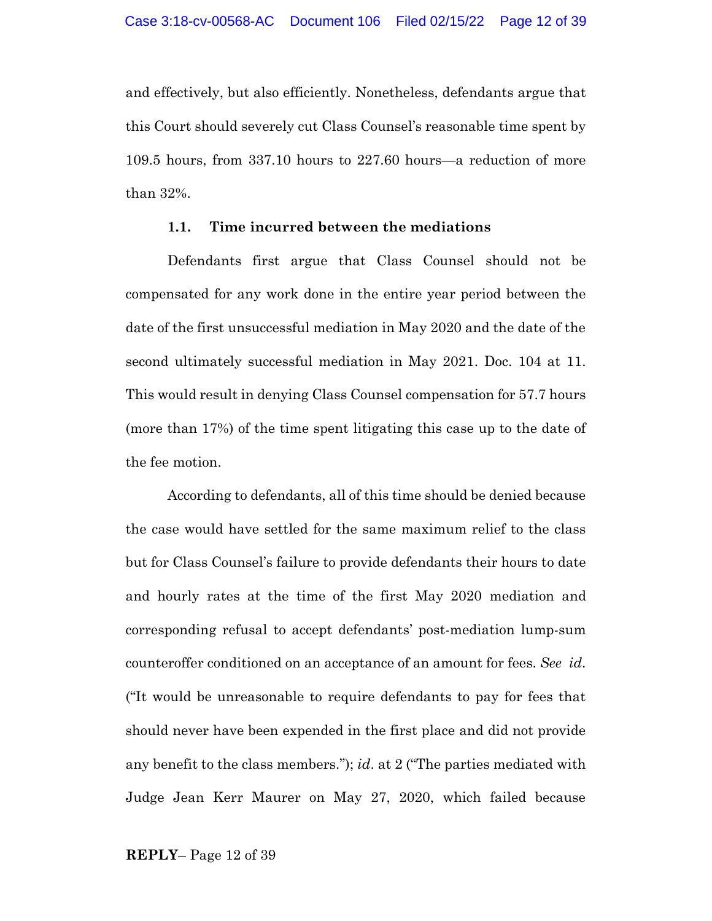and effectively, but also efficiently. Nonetheless, defendants argue that this Court should severely cut Class Counsel's reasonable time spent by 109.5 hours, from 337.10 hours to 227.60 hours—a reduction of more than 32%.

### 1.1. Time incurred between the mediations

Defendants first argue that Class Counsel should not be compensated for any work done in the entire year period between the date of the first unsuccessful mediation in May 2020 and the date of the second ultimately successful mediation in May 2021. Doc. 104 at 11. This would result in denying Class Counsel compensation for 57.7 hours (more than 17%) of the time spent litigating this case up to the date of the fee motion.

According to defendants, all of this time should be denied because the case would have settled for the same maximum relief to the class but for Class Counsel's failure to provide defendants their hours to date and hourly rates at the time of the first May 2020 mediation and corresponding refusal to accept defendants' post-mediation lump-sum counteroffer conditioned on an acceptance of an amount for fees. *See id*. ("It would be unreasonable to require defendants to pay for fees that should never have been expended in the first place and did not provide any benefit to the class members."); *id*. at 2 ("The parties mediated with Judge Jean Kerr Maurer on May 27, 2020, which failed because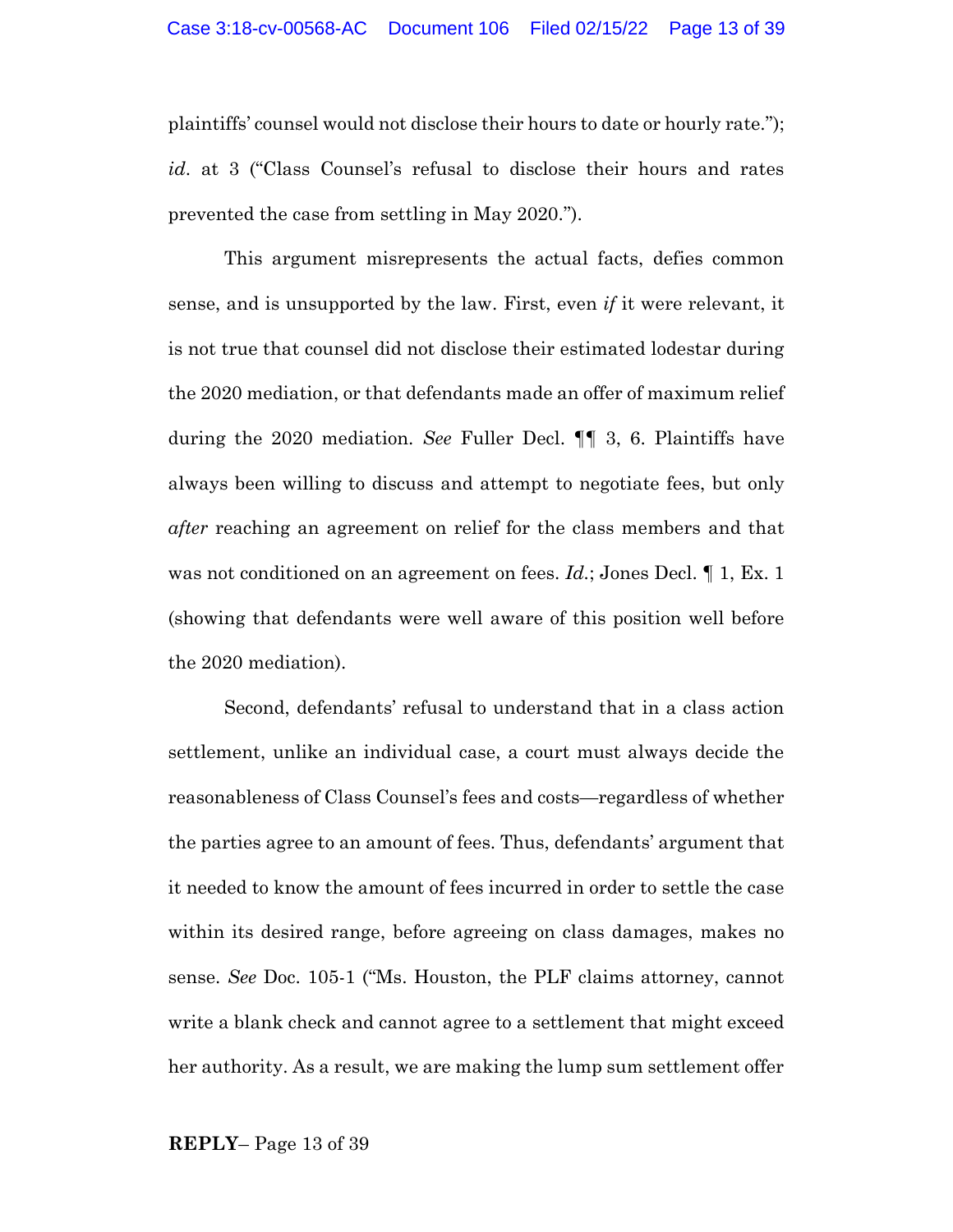plaintiffs' counsel would not disclose their hours to date or hourly rate."); *id*. at 3 ("Class Counsel's refusal to disclose their hours and rates prevented the case from settling in May 2020.").

This argument misrepresents the actual facts, defies common sense, and is unsupported by the law. First, even *if* it were relevant, it is not true that counsel did not disclose their estimated lodestar during the 2020 mediation, or that defendants made an offer of maximum relief during the 2020 mediation. *See* Fuller Decl. ¶¶ 3, 6. Plaintiffs have always been willing to discuss and attempt to negotiate fees, but only *after* reaching an agreement on relief for the class members and that was not conditioned on an agreement on fees. *Id.*; Jones Decl. ¶ 1, Ex. 1 (showing that defendants were well aware of this position well before the 2020 mediation).

Second, defendants' refusal to understand that in a class action settlement, unlike an individual case, a court must always decide the reasonableness of Class Counsel's fees and costs—regardless of whether the parties agree to an amount of fees. Thus, defendants' argument that it needed to know the amount of fees incurred in order to settle the case within its desired range, before agreeing on class damages, makes no sense. *See* Doc. 105-1 ("Ms. Houston, the PLF claims attorney, cannot write a blank check and cannot agree to a settlement that might exceed her authority. As a result, we are making the lump sum settlement offer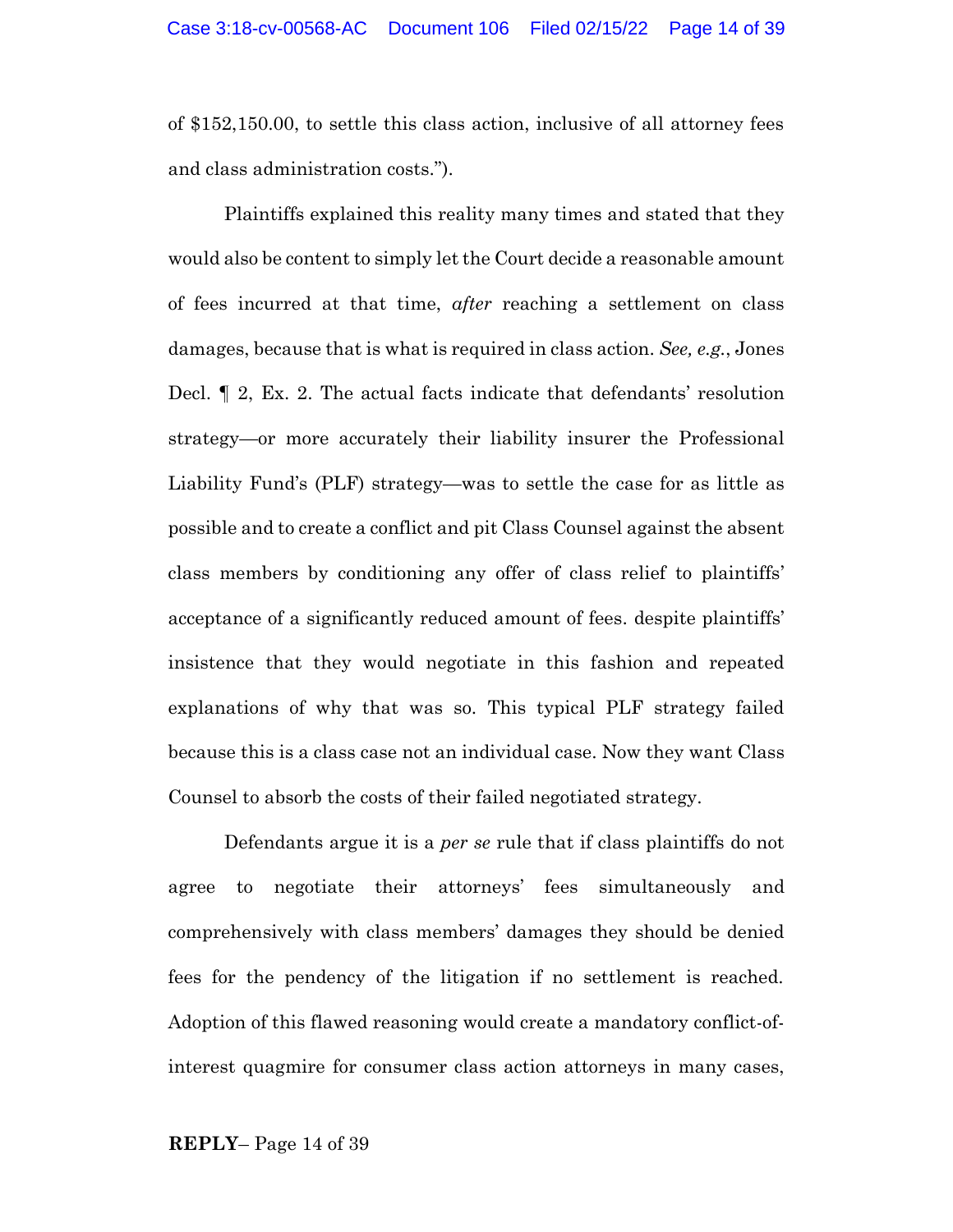of $152,150.00, to settle this class action, inclusive of all attorney fees and class administration costs.").

Plaintiffs explained this reality many times and stated that they would also be content to simply let the Court decide a reasonable amount of fees incurred at that time, *after* reaching a settlement on class damages, because that is what is required in class action. *See, e.g.*, Jones Decl. ¶ 2, Ex. 2. The actual facts indicate that defendants' resolution strategy—or more accurately their liability insurer the Professional Liability Fund's (PLF) strategy—was to settle the case for as little as possible and to create a conflict and pit Class Counsel against the absent class members by conditioning any offer of class relief to plaintiffs' acceptance of a significantly reduced amount of fees. despite plaintiffs' insistence that they would negotiate in this fashion and repeated explanations of why that was so. This typical PLF strategy failed because this is a class case not an individual case. Now they want Class Counsel to absorb the costs of their failed negotiated strategy.

Defendants argue it is a *per se* rule that if class plaintiffs do not agree to negotiate their attorneys' fees simultaneously and comprehensively with class members' damages they should be denied fees for the pendency of the litigation if no settlement is reached. Adoption of this flawed reasoning would create a mandatory conflict-of-interest quagmire for consumer class action attorneys in many cases,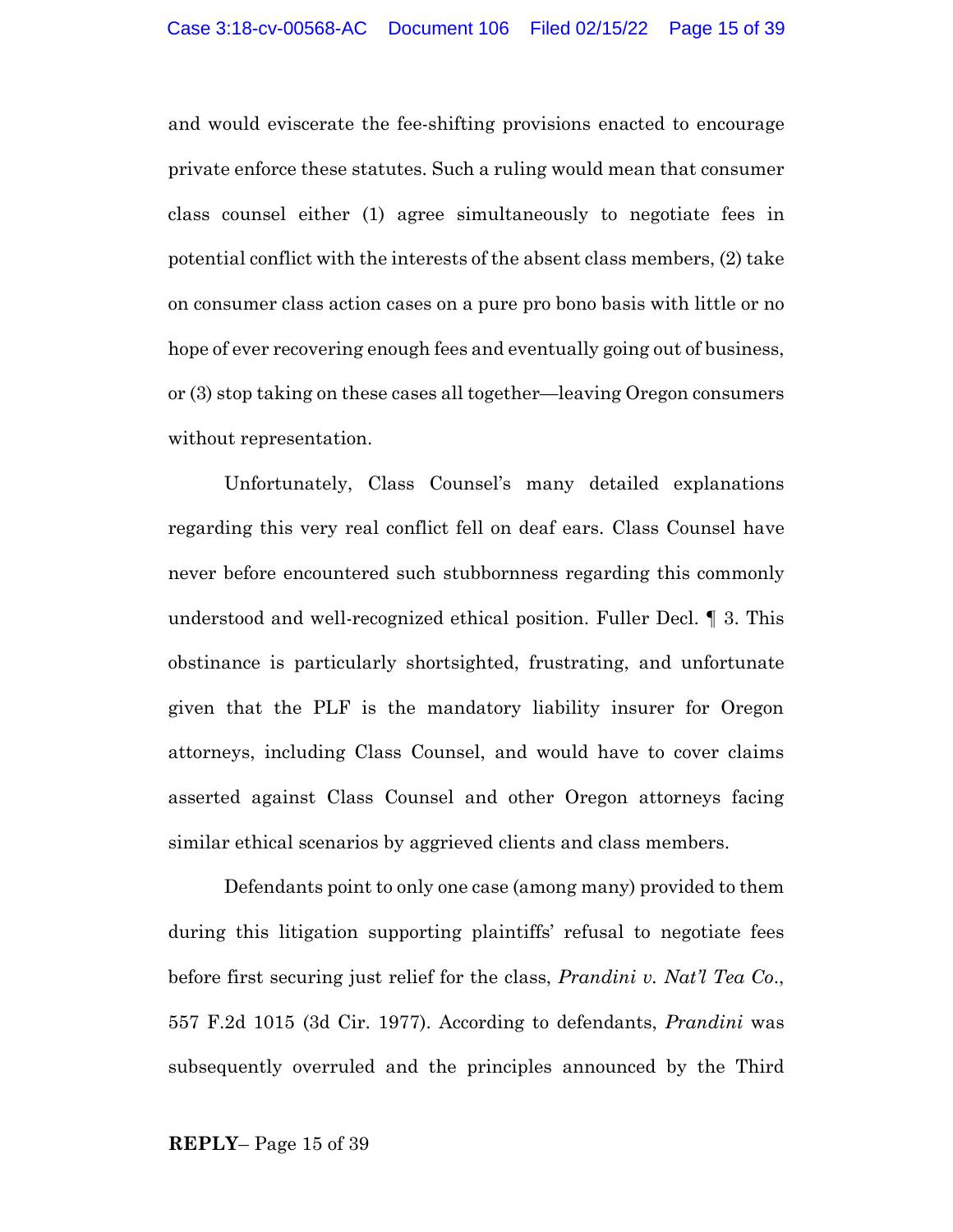and would eviscerate the fee-shifting provisions enacted to encourage private enforce these statutes. Such a ruling would mean that consumer class counsel either (1) agree simultaneously to negotiate fees in potential conflict with the interests of the absent class members, (2) take on consumer class action cases on a pure pro bono basis with little or no hope of ever recovering enough fees and eventually going out of business, or (3) stop taking on these cases all together—leaving Oregon consumers without representation.

Unfortunately, Class Counsel's many detailed explanations regarding this very real conflict fell on deaf ears. Class Counsel have never before encountered such stubbornness regarding this commonly understood and well-recognized ethical position. Fuller Decl. ¶ 3. This obstinance is particularly shortsighted, frustrating, and unfortunate given that the PLF is the mandatory liability insurer for Oregon attorneys, including Class Counsel, and would have to cover claims asserted against Class Counsel and other Oregon attorneys facing similar ethical scenarios by aggrieved clients and class members.

Defendants point to only one case (among many) provided to them during this litigation supporting plaintiffs' refusal to negotiate fees before first securing just relief for the class, *Prandini v. Nat'l Tea Co.*, 557 F.2d 1015 (3d Cir. 1977). According to defendants, *Prandini* was subsequently overruled and the principles announced by the Third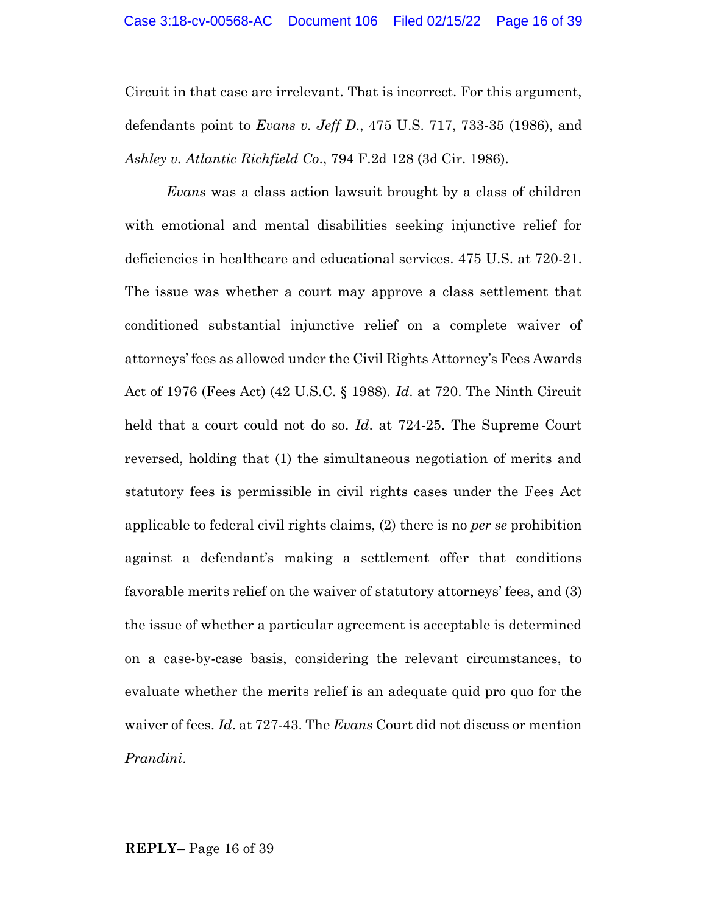Circuit in that case are irrelevant. That is incorrect. For this argument, defendants point to *Evans v. Jeff D.*, 475 U.S. 717, 733-35 (1986), and *Ashley v. Atlantic Richfield Co.*, 794 F.2d 128 (3d Cir. 1986).

*Evans* was a class action lawsuit brought by a class of children with emotional and mental disabilities seeking injunctive relief for deficiencies in healthcare and educational services. 475 U.S. at 720-21. The issue was whether a court may approve a class settlement that conditioned substantial injunctive relief on a complete waiver of attorneys' fees as allowed under the Civil Rights Attorney's Fees Awards Act of 1976 (Fees Act) (42 U.S.C. § 1988). *Id*. at 720. The Ninth Circuit held that a court could not do so. *Id*. at 724-25. The Supreme Court reversed, holding that (1) the simultaneous negotiation of merits and statutory fees is permissible in civil rights cases under the Fees Act applicable to federal civil rights claims, (2) there is no *per se* prohibition against a defendant's making a settlement offer that conditions favorable merits relief on the waiver of statutory attorneys' fees, and (3) the issue of whether a particular agreement is acceptable is determined on a case-by-case basis, considering the relevant circumstances, to evaluate whether the merits relief is an adequate quid pro quo for the waiver of fees. *Id*. at 727-43. The *Evans* Court did not discuss or mention *Prandini*.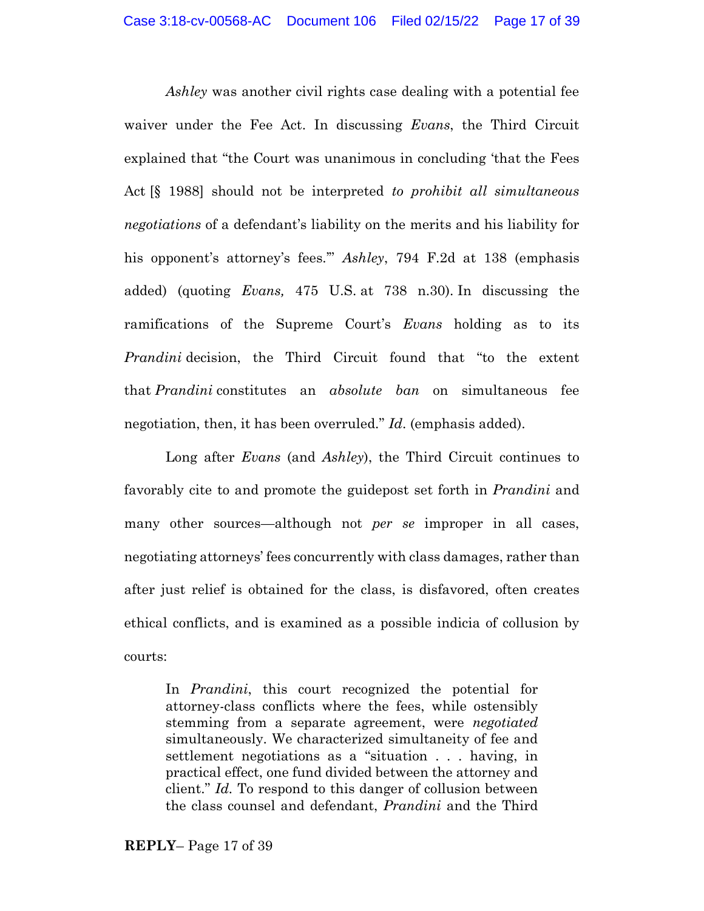*Ashley* was another civil rights case dealing with a potential fee waiver under the Fee Act. In discussing *Evans*, the Third Circuit explained that "the Court was unanimous in concluding 'that the Fees Act [§ 1988] should not be interpreted *to prohibit all simultaneous negotiations* of a defendant's liability on the merits and his liability for his opponent's attorney's fees.'" *Ashley*, 794 F.2d at 138 (emphasis added) (quoting *Evans,* 475 U.S. at 738 n.30). In discussing the ramifications of the Supreme Court's *Evans* holding as to its *Prandini* decision, the Third Circuit found that "to the extent that *Prandini* constitutes an *absolute ban* on simultaneous fee negotiation, then, it has been overruled." *Id*. (emphasis added).

Long after *Evans* (and *Ashley*), the Third Circuit continues to favorably cite to and promote the guidepost set forth in *Prandini* and many other sources—although not *per se* improper in all cases, negotiating attorneys' fees concurrently with class damages, rather than after just relief is obtained for the class, is disfavored, often creates ethical conflicts, and is examined as a possible indicia of collusion by courts:

> In *Prandini*, this court recognized the potential for attorney-class conflicts where the fees, while ostensibly stemming from a separate agreement, were *negotiated* simultaneously. We characterized simultaneity of fee and settlement negotiations as a "situation . . . having, in practical effect, one fund divided between the attorney and client." *Id.* To respond to this danger of collusion between the class counsel and defendant, *Prandini* and the Third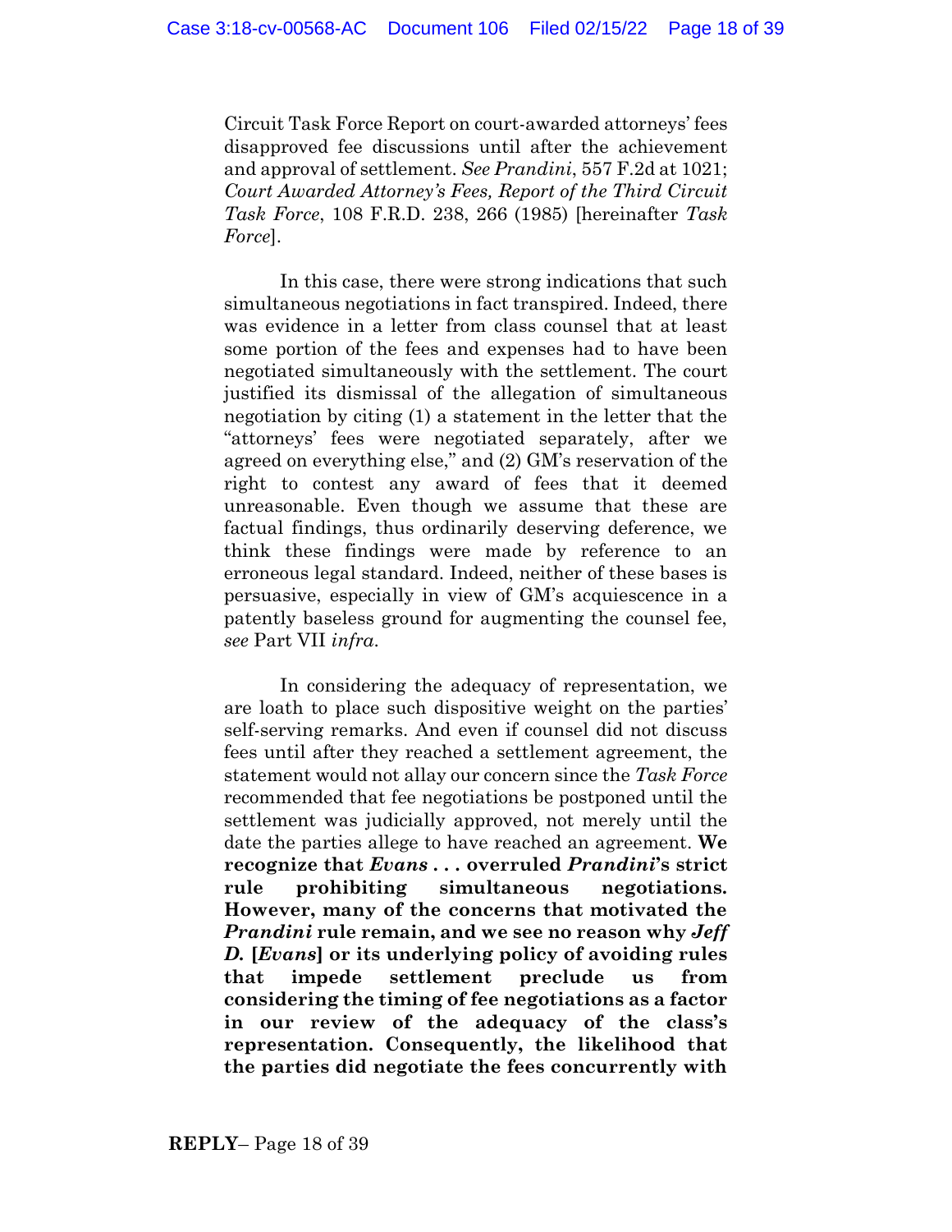Circuit Task Force Report on court-awarded attorneys' fees disapproved fee discussions until after the achievement and approval of settlement. *See Prandini*, 557 F.2d at 1021; *Court Awarded Attorney's Fees, Report of the Third Circuit Task Force*, 108 F.R.D. 238, 266 (1985) [hereinafter *Task Force*].

In this case, there were strong indications that such simultaneous negotiations in fact transpired. Indeed, there was evidence in a letter from class counsel that at least some portion of the fees and expenses had to have been negotiated simultaneously with the settlement. The court justified its dismissal of the allegation of simultaneous negotiation by citing (1) a statement in the letter that the "attorneys' fees were negotiated separately, after we agreed on everything else," and (2) GM's reservation of the right to contest any award of fees that it deemed unreasonable. Even though we assume that these are factual findings, thus ordinarily deserving deference, we think these findings were made by reference to an erroneous legal standard. Indeed, neither of these bases is persuasive, especially in view of GM's acquiescence in a patently baseless ground for augmenting the counsel fee, *see* Part VII *infra*.

In considering the adequacy of representation, we are loath to place such dispositive weight on the parties' self-serving remarks. And even if counsel did not discuss fees until after they reached a settlement agreement, the statement would not allay our concern since the *Task Force* recommended that fee negotiations be postponed until the settlement was judicially approved, not merely until the date the parties allege to have reached an agreement. **We recognize that *Evans* . . . overruled *Prandini*'s strict rule prohibiting simultaneous negotiations. However, many of the concerns that motivated the *Prandini* rule remain, and we see no reason why *Jeff D.* [*Evans*] or its underlying policy of avoiding rules that impede settlement preclude us from considering the timing of fee negotiations as a factor in our review of the adequacy of the class's representation. Consequently, the likelihood that the parties did negotiate the fees concurrently with**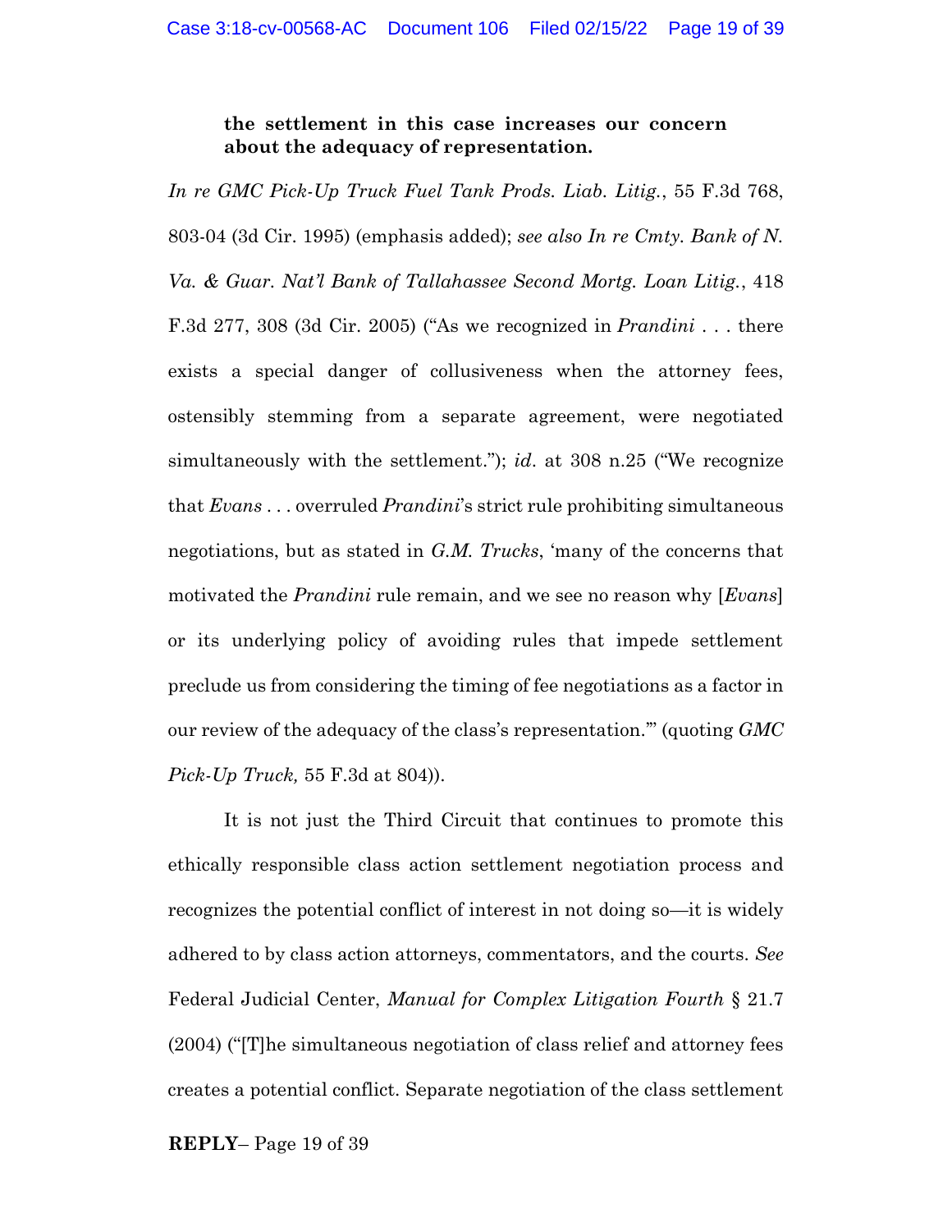> **the settlement in this case increases our concern about the adequacy of representation.**

*In re GMC Pick-Up Truck Fuel Tank Prods. Liab. Litig.*, 55 F.3d 768, 803-04 (3d Cir. 1995) (emphasis added); *see also In re Cmty. Bank of N. Va. & Guar. Nat'l Bank of Tallahassee Second Mortg. Loan Litig.*, 418 F.3d 277, 308 (3d Cir. 2005) ("As we recognized in *Prandini* . . . there exists a special danger of collusiveness when the attorney fees, ostensibly stemming from a separate agreement, were negotiated simultaneously with the settlement."); *id*. at 308 n.25 ("We recognize that *Evans* . . . overruled *Prandini*'s strict rule prohibiting simultaneous negotiations, but as stated in *G.M. Trucks*, 'many of the concerns that motivated the *Prandini* rule remain, and we see no reason why [*Evans*] or its underlying policy of avoiding rules that impede settlement preclude us from considering the timing of fee negotiations as a factor in our review of the adequacy of the class's representation.'" (quoting *GMC Pick-Up Truck,* 55 F.3d at 804)).

It is not just the Third Circuit that continues to promote this ethically responsible class action settlement negotiation process and recognizes the potential conflict of interest in not doing so—it is widely adhered to by class action attorneys, commentators, and the courts. *See* Federal Judicial Center, *Manual for Complex Litigation Fourth* § 21.7 (2004) ("[T]he simultaneous negotiation of class relief and attorney fees creates a potential conflict. Separate negotiation of the class settlement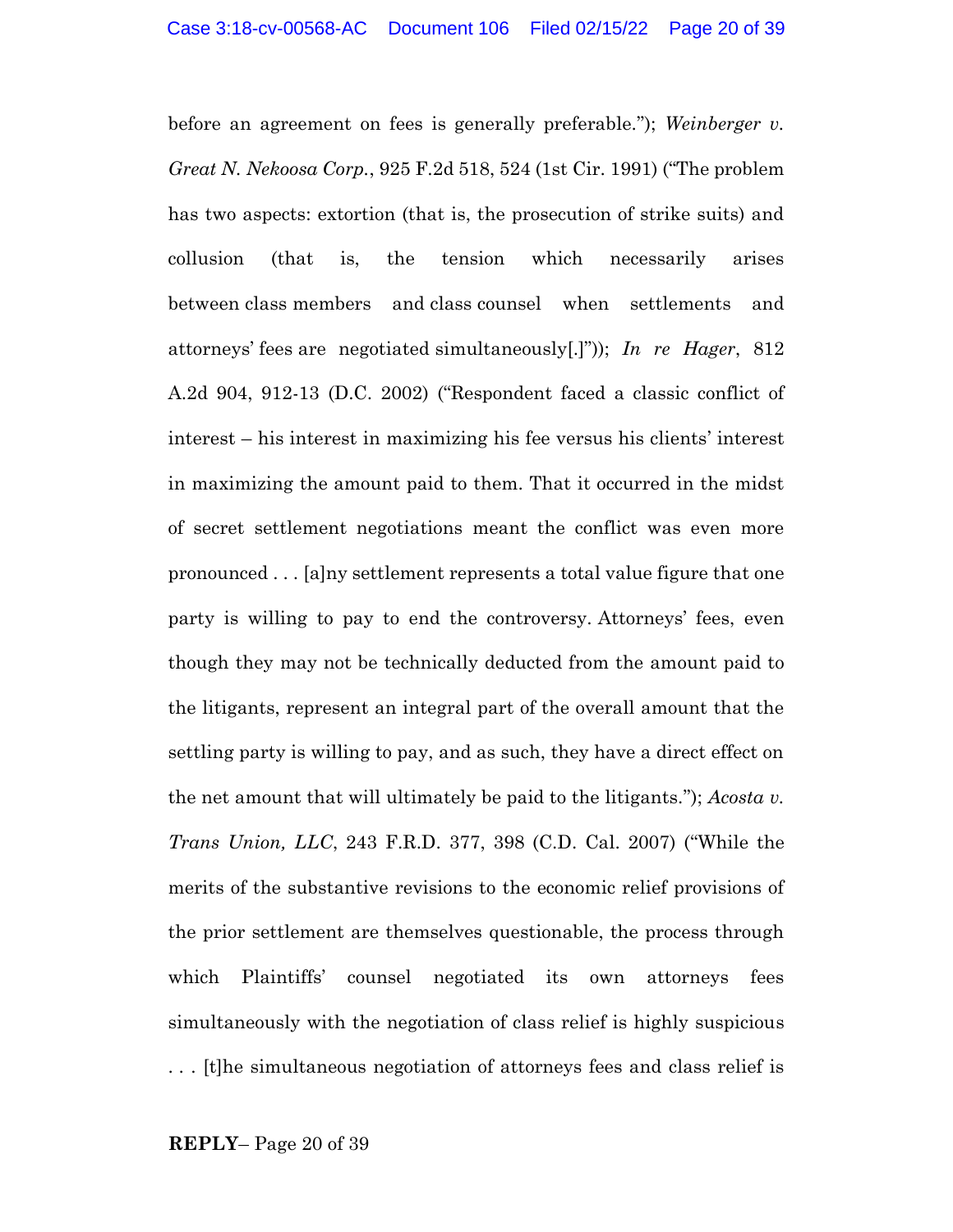before an agreement on fees is generally preferable."); *Weinberger v. Great N. Nekoosa Corp.*, 925 F.2d 518, 524 (1st Cir. 1991) ("The problem has two aspects: extortion (that is, the prosecution of strike suits) and collusion (that is, the tension which necessarily arises between class members and class counsel when settlements and attorneys' fees are negotiated simultaneously[.]")); *In re Hager*, 812 A.2d 904, 912-13 (D.C. 2002) ("Respondent faced a classic conflict of interest – his interest in maximizing his fee versus his clients' interest in maximizing the amount paid to them. That it occurred in the midst of secret settlement negotiations meant the conflict was even more pronounced . . . [a]ny settlement represents a total value figure that one party is willing to pay to end the controversy. Attorneys' fees, even though they may not be technically deducted from the amount paid to the litigants, represent an integral part of the overall amount that the settling party is willing to pay, and as such, they have a direct effect on the net amount that will ultimately be paid to the litigants."); *Acosta v. Trans Union, LLC*, 243 F.R.D. 377, 398 (C.D. Cal. 2007) ("While the merits of the substantive revisions to the economic relief provisions of the prior settlement are themselves questionable, the process through which Plaintiffs' counsel negotiated its own attorneys fees simultaneously with the negotiation of class relief is highly suspicious . . . [t]he simultaneous negotiation of attorneys fees and class relief is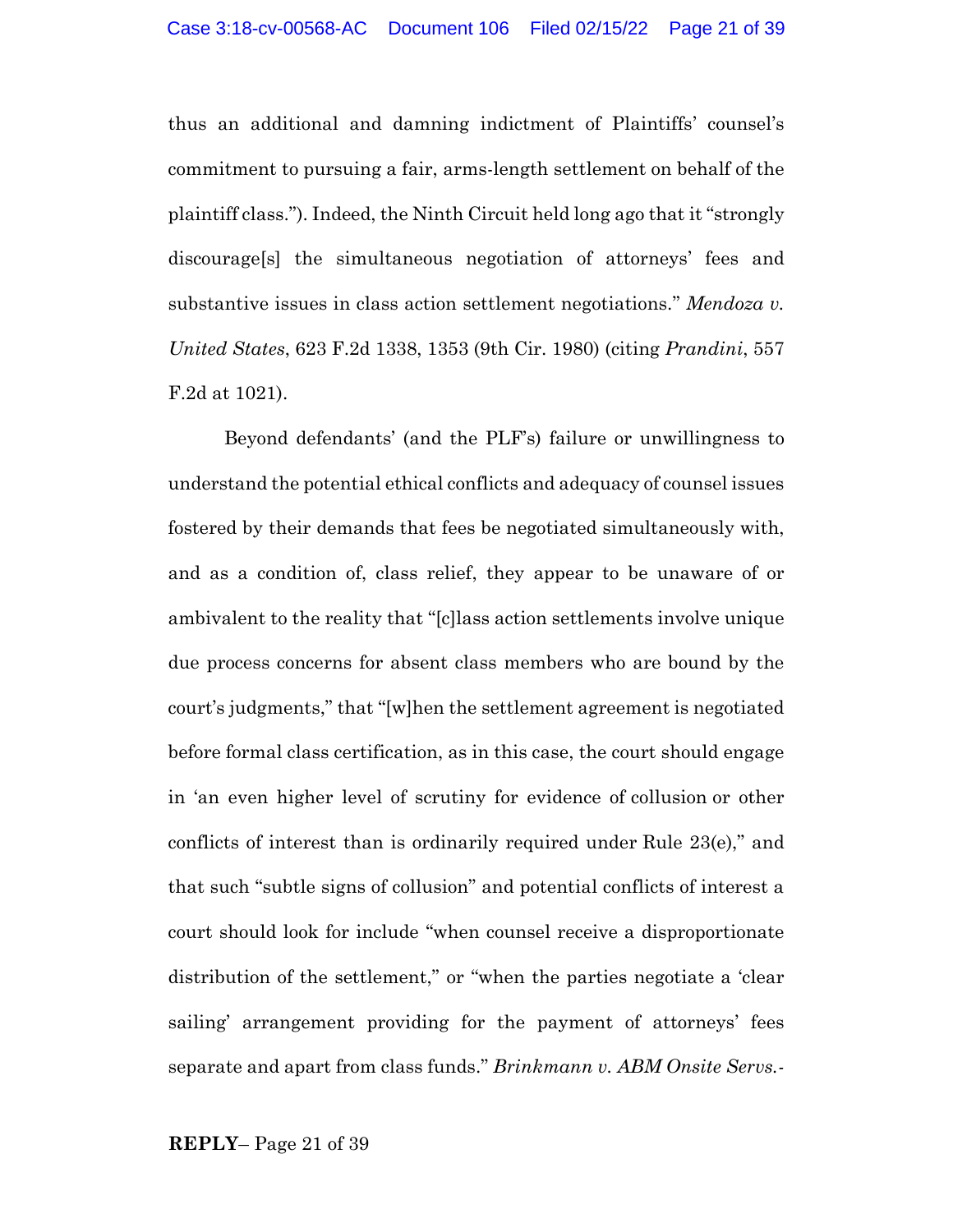thus an additional and damning indictment of Plaintiffs' counsel's commitment to pursuing a fair, arms-length settlement on behalf of the plaintiff class."). Indeed, the Ninth Circuit held long ago that it "strongly discourage[s] the simultaneous negotiation of attorneys' fees and substantive issues in class action settlement negotiations." *Mendoza v. United States*, 623 F.2d 1338, 1353 (9th Cir. 1980) (citing *Prandini*, 557 F.2d at 1021).

Beyond defendants' (and the PLF's) failure or unwillingness to understand the potential ethical conflicts and adequacy of counsel issues fostered by their demands that fees be negotiated simultaneously with, and as a condition of, class relief, they appear to be unaware of or ambivalent to the reality that "[c]lass action settlements involve unique due process concerns for absent class members who are bound by the court's judgments," that "[w]hen the settlement agreement is negotiated before formal class certification, as in this case, the court should engage in 'an even higher level of scrutiny for evidence of collusion or other conflicts of interest than is ordinarily required under Rule 23(e)," and that such "subtle signs of collusion" and potential conflicts of interest a court should look for include "when counsel receive a disproportionate distribution of the settlement," or "when the parties negotiate a 'clear sailing' arrangement providing for the payment of attorneys' fees separate and apart from class funds." *Brinkmann v. ABM Onsite Servs.-*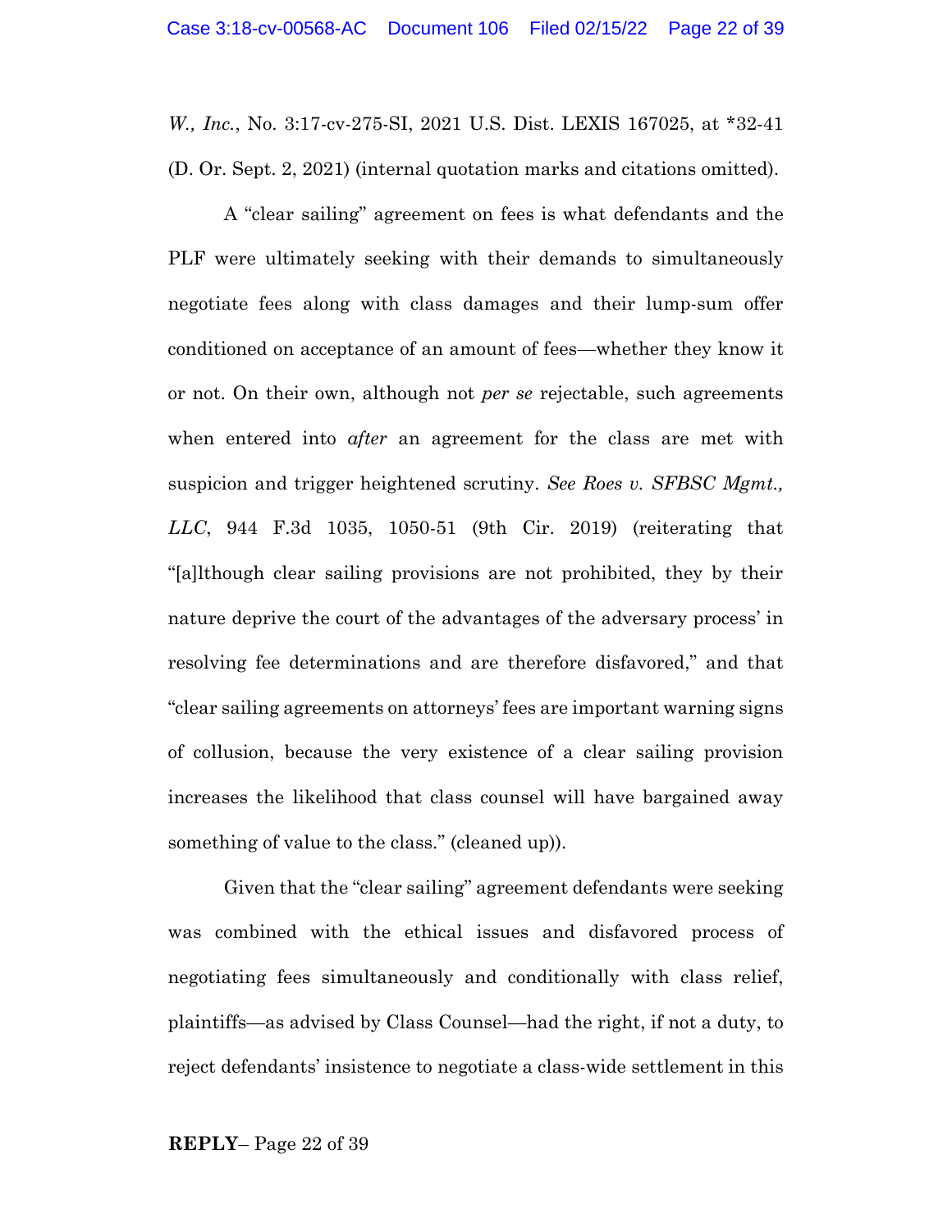*W., Inc.*, No. 3:17-cv-275-SI, 2021 U.S. Dist. LEXIS 167025, at *32-41 (D. Or. Sept. 2, 2021) (internal quotation marks and citations omitted).

A "clear sailing" agreement on fees is what defendants and the PLF were ultimately seeking with their demands to simultaneously negotiate fees along with class damages and their lump-sum offer conditioned on acceptance of an amount of fees—whether they know it or not. On their own, although not *per se* rejectable, such agreements when entered into *after* an agreement for the class are met with suspicion and trigger heightened scrutiny. *See Roes v. SFBSC Mgmt., LLC*, 944 F.3d 1035, 1050-51 (9th Cir. 2019) (reiterating that "[a]lthough clear sailing provisions are not prohibited, they by their nature deprive the court of the advantages of the adversary process' in resolving fee determinations and are therefore disfavored," and that "clear sailing agreements on attorneys' fees are important warning signs of collusion, because the very existence of a clear sailing provision increases the likelihood that class counsel will have bargained away something of value to the class." (cleaned up)).

Given that the "clear sailing" agreement defendants were seeking was combined with the ethical issues and disfavored process of negotiating fees simultaneously and conditionally with class relief, plaintiffs—as advised by Class Counsel—had the right, if not a duty, to reject defendants' insistence to negotiate a class-wide settlement in this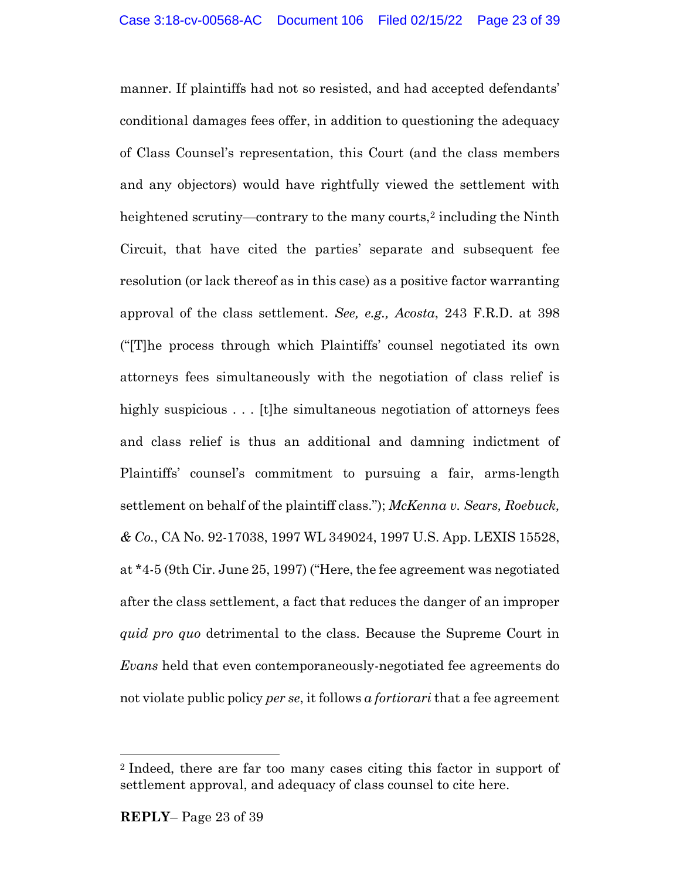manner. If plaintiffs had not so resisted, and had accepted defendants' conditional damages fees offer, in addition to questioning the adequacy of Class Counsel's representation, this Court (and the class members and any objectors) would have rightfully viewed the settlement with heightened scrutiny—contrary to the many courts,[2] including the Ninth Circuit, that have cited the parties' separate and subsequent fee resolution (or lack thereof as in this case) as a positive factor warranting approval of the class settlement. *See, e.g., Acosta*, 243 F.R.D. at 398 ("[T]he process through which Plaintiffs' counsel negotiated its own attorneys fees simultaneously with the negotiation of class relief is highly suspicious . . . [t]he simultaneous negotiation of attorneys fees and class relief is thus an additional and damning indictment of Plaintiffs' counsel's commitment to pursuing a fair, arms-length settlement on behalf of the plaintiff class."); *McKenna v. Sears, Roebuck, & Co.*, CA No. 92-17038, 1997 WL 349024, 1997 U.S. App. LEXIS 15528, at *4-5 (9th Cir. June 25, 1997) ("Here, the fee agreement was negotiated after the class settlement, a fact that reduces the danger of an improper *quid pro quo* detrimental to the class. Because the Supreme Court in *Evans* held that even contemporaneously-negotiated fee agreements do not violate public policy *per se*, it follows *a fortiorari* that a fee agreement

---

[2] Indeed, there are far too many cases citing this factor in support of settlement approval, and adequacy of class counsel to cite here.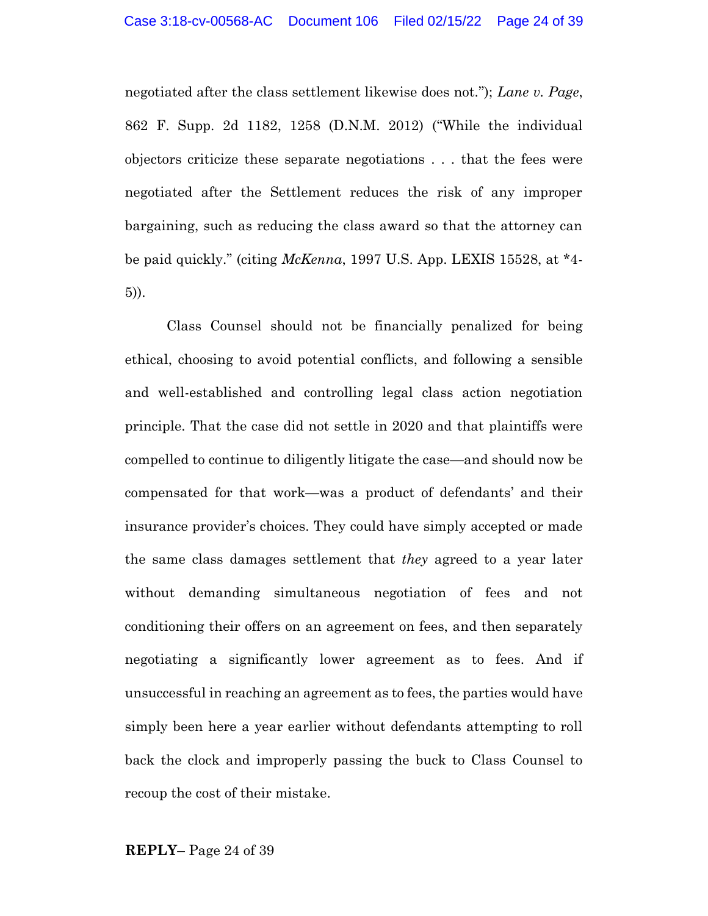negotiated after the class settlement likewise does not."); *Lane v. Page*, 862 F. Supp. 2d 1182, 1258 (D.N.M. 2012) ("While the individual objectors criticize these separate negotiations . . . that the fees were negotiated after the Settlement reduces the risk of any improper bargaining, such as reducing the class award so that the attorney can be paid quickly." (citing *McKenna*, 1997 U.S. App. LEXIS 15528, at *4-5)).

Class Counsel should not be financially penalized for being ethical, choosing to avoid potential conflicts, and following a sensible and well-established and controlling legal class action negotiation principle. That the case did not settle in 2020 and that plaintiffs were compelled to continue to diligently litigate the case—and should now be compensated for that work—was a product of defendants' and their insurance provider's choices. They could have simply accepted or made the same class damages settlement that *they* agreed to a year later without demanding simultaneous negotiation of fees and not conditioning their offers on an agreement on fees, and then separately negotiating a significantly lower agreement as to fees. And if unsuccessful in reaching an agreement as to fees, the parties would have simply been here a year earlier without defendants attempting to roll back the clock and improperly passing the buck to Class Counsel to recoup the cost of their mistake.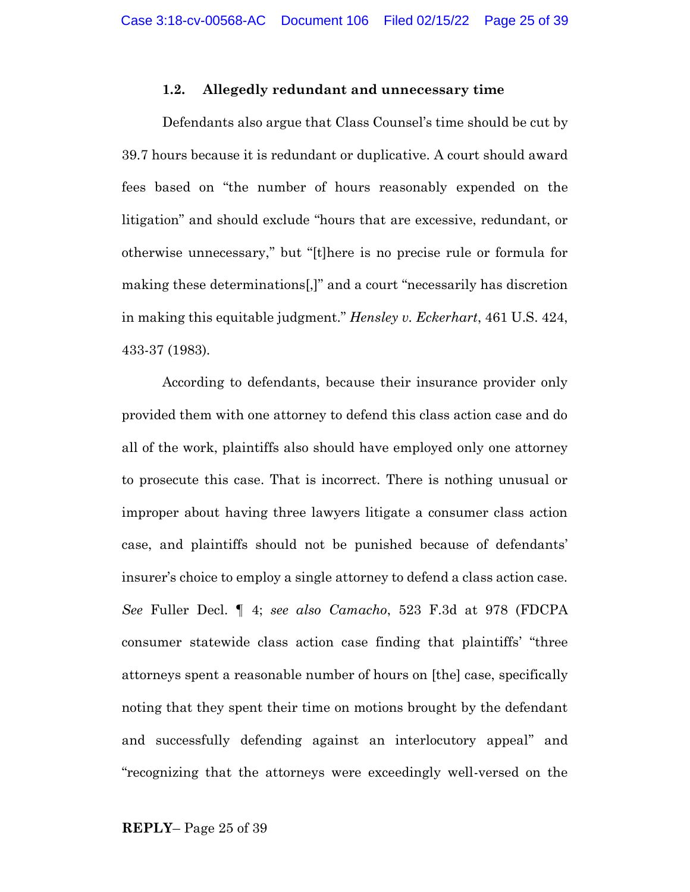#### 1.2. Allegedly redundant and unnecessary time

Defendants also argue that Class Counsel's time should be cut by 39.7 hours because it is redundant or duplicative. A court should award fees based on "the number of hours reasonably expended on the litigation" and should exclude "hours that are excessive, redundant, or otherwise unnecessary," but "[t]here is no precise rule or formula for making these determinations[,]" and a court "necessarily has discretion in making this equitable judgment." *Hensley v. Eckerhart*, 461 U.S. 424, 433-37 (1983).

According to defendants, because their insurance provider only provided them with one attorney to defend this class action case and do all of the work, plaintiffs also should have employed only one attorney to prosecute this case. That is incorrect. There is nothing unusual or improper about having three lawyers litigate a consumer class action case, and plaintiffs should not be punished because of defendants' insurer's choice to employ a single attorney to defend a class action case. *See* Fuller Decl. ¶ 4; *see also Camacho*, 523 F.3d at 978 (FDCPA consumer statewide class action case finding that plaintiffs' "three attorneys spent a reasonable number of hours on [the] case, specifically noting that they spent their time on motions brought by the defendant and successfully defending against an interlocutory appeal" and "recognizing that the attorneys were exceedingly well-versed on the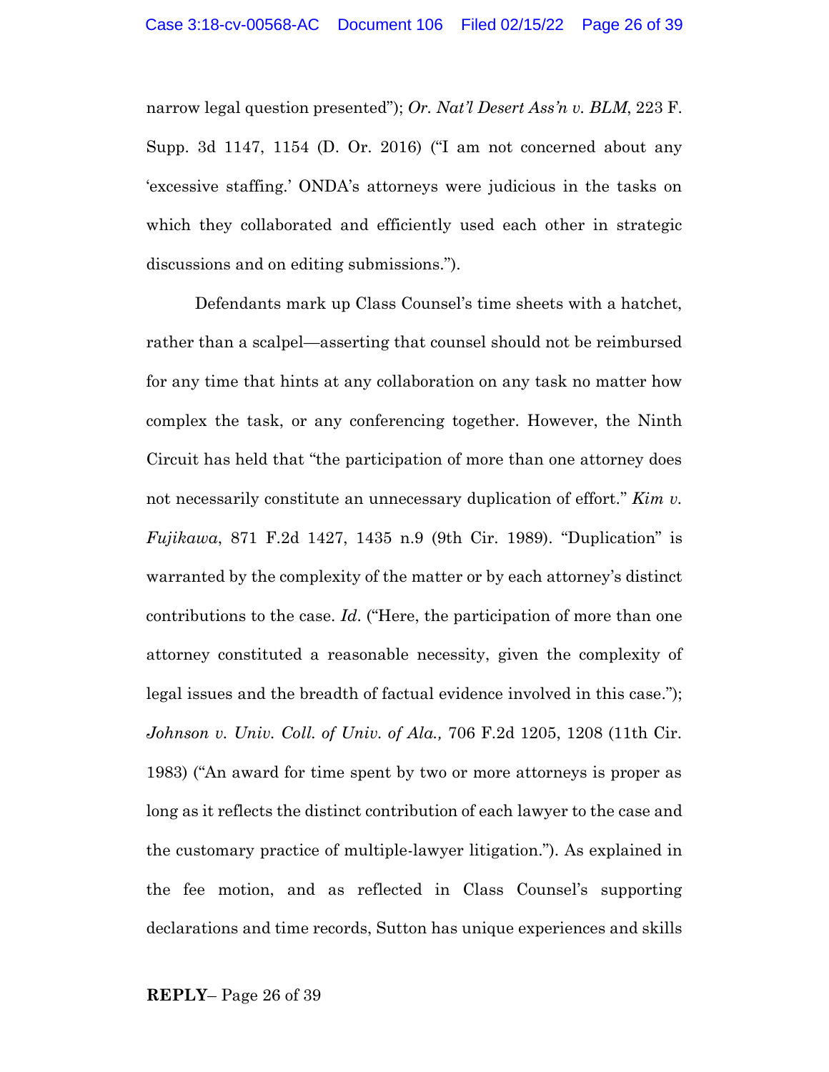narrow legal question presented"); *Or. Nat'l Desert Ass'n v. BLM*, 223 F. Supp. 3d 1147, 1154 (D. Or. 2016) ("I am not concerned about any 'excessive staffing.' ONDA's attorneys were judicious in the tasks on which they collaborated and efficiently used each other in strategic discussions and on editing submissions.").

Defendants mark up Class Counsel's time sheets with a hatchet, rather than a scalpel—asserting that counsel should not be reimbursed for any time that hints at any collaboration on any task no matter how complex the task, or any conferencing together. However, the Ninth Circuit has held that "the participation of more than one attorney does not necessarily constitute an unnecessary duplication of effort." *Kim v. Fujikawa*, 871 F.2d 1427, 1435 n.9 (9th Cir. 1989). "Duplication" is warranted by the complexity of the matter or by each attorney's distinct contributions to the case. *Id*. ("Here, the participation of more than one attorney constituted a reasonable necessity, given the complexity of legal issues and the breadth of factual evidence involved in this case."); *Johnson v. Univ. Coll. of Univ. of Ala.,* 706 F.2d 1205, 1208 (11th Cir. 1983) ("An award for time spent by two or more attorneys is proper as long as it reflects the distinct contribution of each lawyer to the case and the customary practice of multiple-lawyer litigation."). As explained in the fee motion, and as reflected in Class Counsel's supporting declarations and time records, Sutton has unique experiences and skills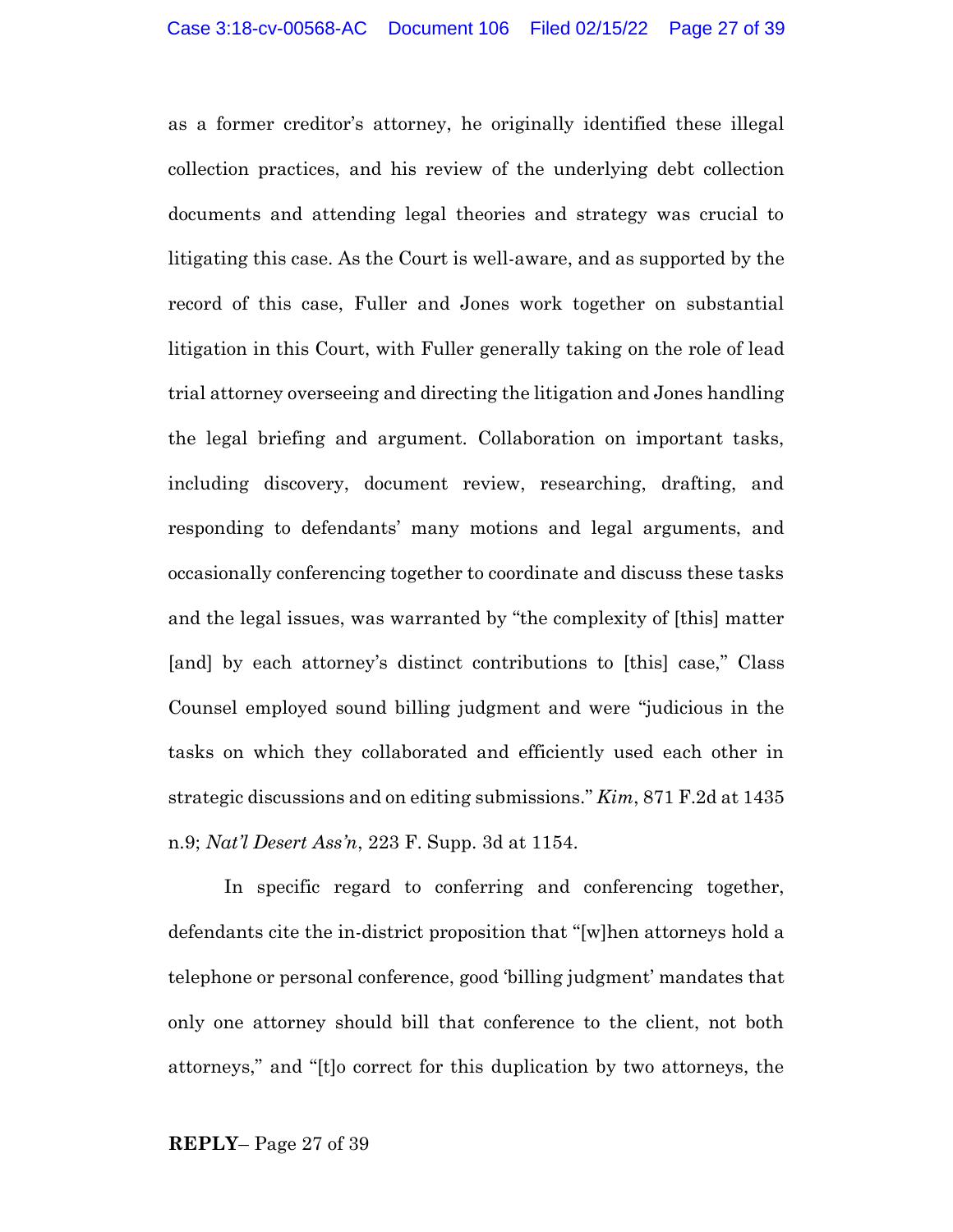as a former creditor's attorney, he originally identified these illegal collection practices, and his review of the underlying debt collection documents and attending legal theories and strategy was crucial to litigating this case. As the Court is well-aware, and as supported by the record of this case, Fuller and Jones work together on substantial litigation in this Court, with Fuller generally taking on the role of lead trial attorney overseeing and directing the litigation and Jones handling the legal briefing and argument. Collaboration on important tasks, including discovery, document review, researching, drafting, and responding to defendants' many motions and legal arguments, and occasionally conferencing together to coordinate and discuss these tasks and the legal issues, was warranted by "the complexity of [this] matter [and] by each attorney's distinct contributions to [this] case," Class Counsel employed sound billing judgment and were "judicious in the tasks on which they collaborated and efficiently used each other in strategic discussions and on editing submissions." *Kim*, 871 F.2d at 1435 n.9; *Nat'l Desert Ass'n*, 223 F. Supp. 3d at 1154.

In specific regard to conferring and conferencing together, defendants cite the in-district proposition that "[w]hen attorneys hold a telephone or personal conference, good 'billing judgment' mandates that only one attorney should bill that conference to the client, not both attorneys," and "[t]o correct for this duplication by two attorneys, the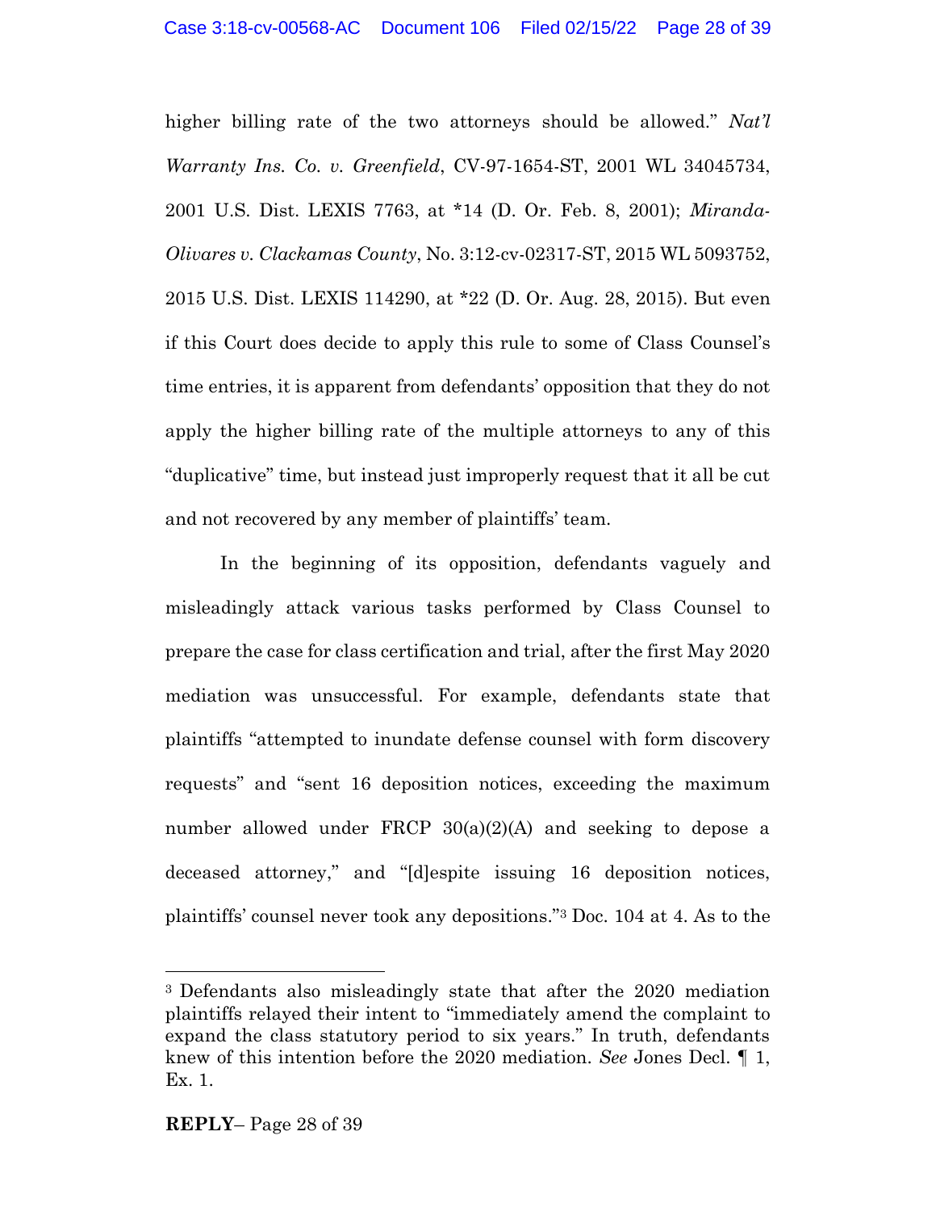higher billing rate of the two attorneys should be allowed." *Nat'l Warranty Ins. Co. v. Greenfield*, CV-97-1654-ST, 2001 WL 34045734, 2001 U.S. Dist. LEXIS 7763, at *14 (D. Or. Feb. 8, 2001); *Miranda-Olivares v. Clackamas County*, No. 3:12-cv-02317-ST, 2015 WL 5093752, 2015 U.S. Dist. LEXIS 114290, at *22 (D. Or. Aug. 28, 2015). But even if this Court does decide to apply this rule to some of Class Counsel's time entries, it is apparent from defendants' opposition that they do not apply the higher billing rate of the multiple attorneys to any of this "duplicative" time, but instead just improperly request that it all be cut and not recovered by any member of plaintiffs' team.

In the beginning of its opposition, defendants vaguely and misleadingly attack various tasks performed by Class Counsel to prepare the case for class certification and trial, after the first May 2020 mediation was unsuccessful. For example, defendants state that plaintiffs "attempted to inundate defense counsel with form discovery requests" and "sent 16 deposition notices, exceeding the maximum number allowed under FRCP 30(a)(2)(A) and seeking to depose a deceased attorney," and "[d]espite issuing 16 deposition notices, plaintiffs' counsel never took any depositions."[3] Doc. 104 at 4. As to the

[3] Defendants also misleadingly state that after the 2020 mediation plaintiffs relayed their intent to "immediately amend the complaint to expand the class statutory period to six years." In truth, defendants knew of this intention before the 2020 mediation. *See* Jones Decl. ¶ 1, Ex. 1.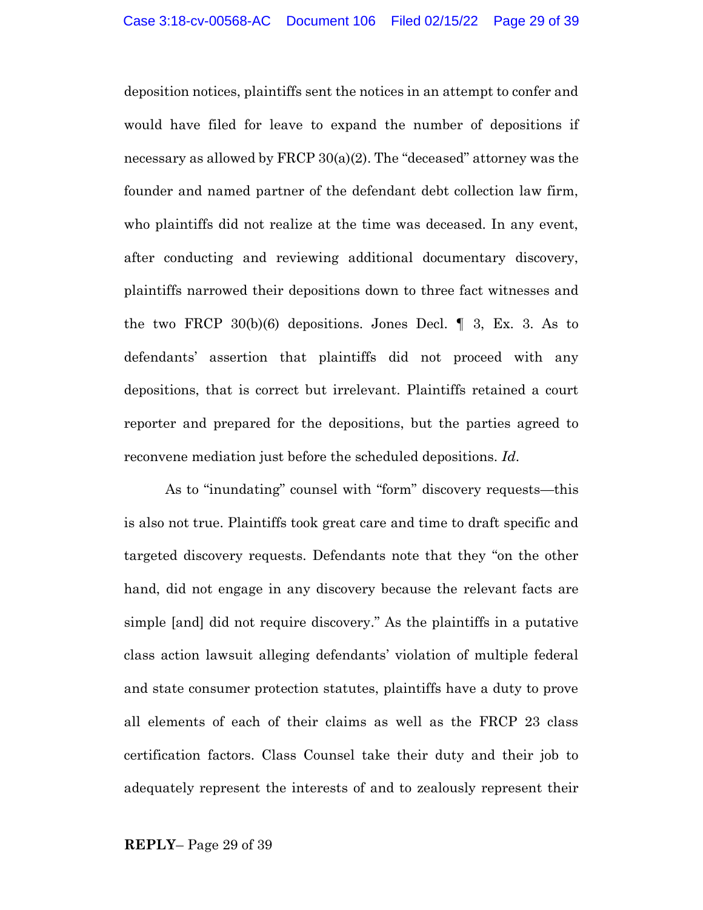deposition notices, plaintiffs sent the notices in an attempt to confer and would have filed for leave to expand the number of depositions if necessary as allowed by FRCP 30(a)(2). The "deceased" attorney was the founder and named partner of the defendant debt collection law firm, who plaintiffs did not realize at the time was deceased. In any event, after conducting and reviewing additional documentary discovery, plaintiffs narrowed their depositions down to three fact witnesses and the two FRCP 30(b)(6) depositions. Jones Decl. ¶ 3, Ex. 3. As to defendants' assertion that plaintiffs did not proceed with any depositions, that is correct but irrelevant. Plaintiffs retained a court reporter and prepared for the depositions, but the parties agreed to reconvene mediation just before the scheduled depositions. *Id*.

As to "inundating" counsel with "form" discovery requests—this is also not true. Plaintiffs took great care and time to draft specific and targeted discovery requests. Defendants note that they "on the other hand, did not engage in any discovery because the relevant facts are simple [and] did not require discovery." As the plaintiffs in a putative class action lawsuit alleging defendants' violation of multiple federal and state consumer protection statutes, plaintiffs have a duty to prove all elements of each of their claims as well as the FRCP 23 class certification factors. Class Counsel take their duty and their job to adequately represent the interests of and to zealously represent their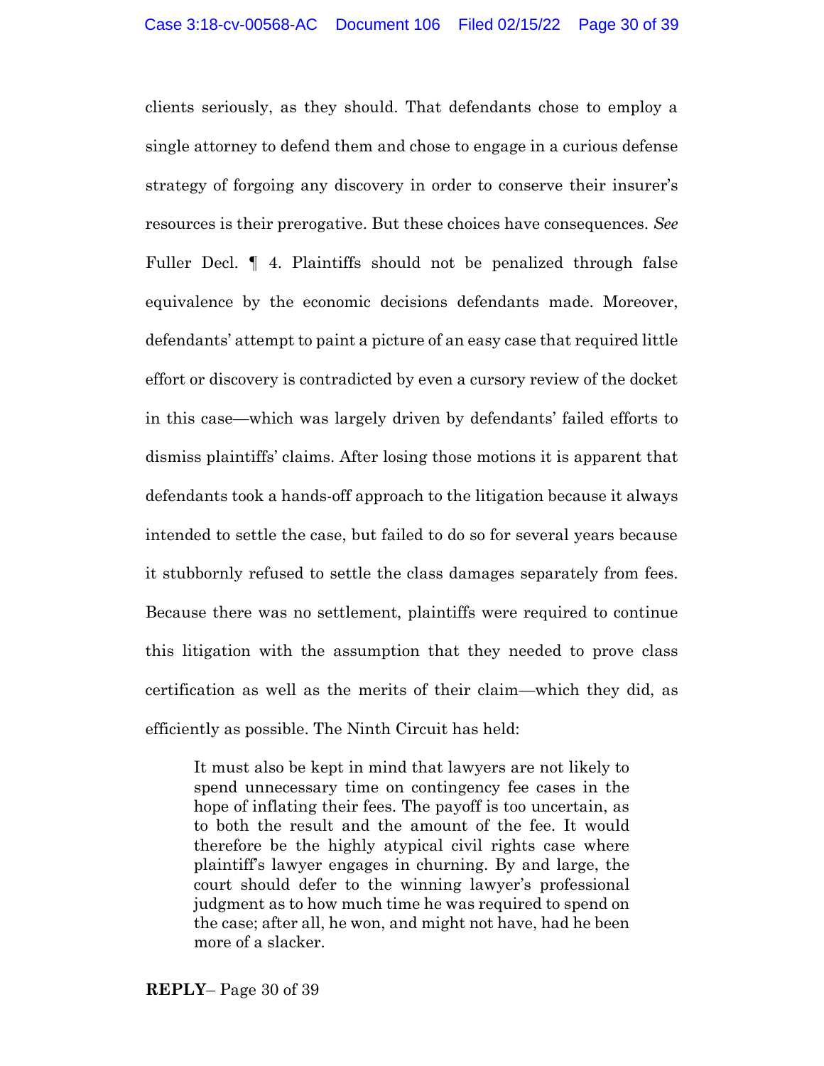clients seriously, as they should. That defendants chose to employ a single attorney to defend them and chose to engage in a curious defense strategy of forgoing any discovery in order to conserve their insurer's resources is their prerogative. But these choices have consequences. *See* Fuller Decl. ¶ 4. Plaintiffs should not be penalized through false equivalence by the economic decisions defendants made. Moreover, defendants' attempt to paint a picture of an easy case that required little effort or discovery is contradicted by even a cursory review of the docket in this case—which was largely driven by defendants' failed efforts to dismiss plaintiffs' claims. After losing those motions it is apparent that defendants took a hands-off approach to the litigation because it always intended to settle the case, but failed to do so for several years because it stubbornly refused to settle the class damages separately from fees. Because there was no settlement, plaintiffs were required to continue this litigation with the assumption that they needed to prove class certification as well as the merits of their claim—which they did, as efficiently as possible. The Ninth Circuit has held:

> It must also be kept in mind that lawyers are not likely to spend unnecessary time on contingency fee cases in the hope of inflating their fees. The payoff is too uncertain, as to both the result and the amount of the fee. It would therefore be the highly atypical civil rights case where plaintiff's lawyer engages in churning. By and large, the court should defer to the winning lawyer's professional judgment as to how much time he was required to spend on the case; after all, he won, and might not have, had he been more of a slacker.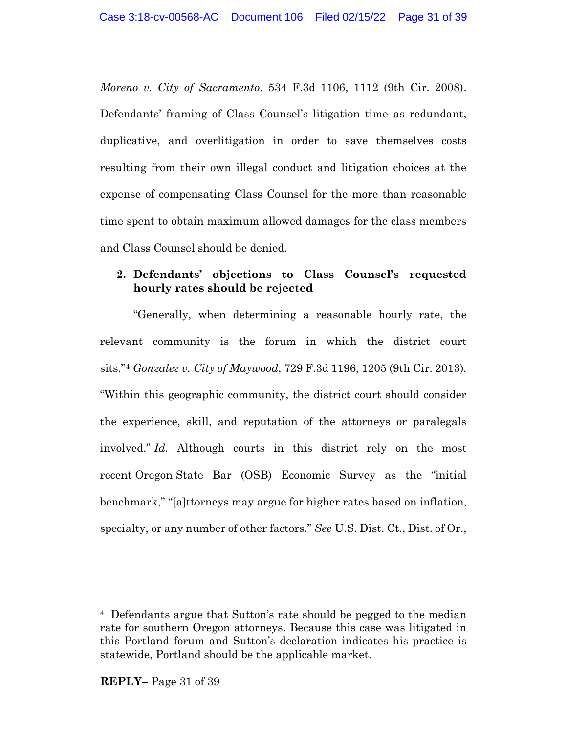*Moreno v. City of Sacramento*, 534 F.3d 1106, 1112 (9th Cir. 2008). Defendants' framing of Class Counsel's litigation time as redundant, duplicative, and overlitigation in order to save themselves costs resulting from their own illegal conduct and litigation choices at the expense of compensating Class Counsel for the more than reasonable time spent to obtain maximum allowed damages for the class members and Class Counsel should be denied.

**2. Defendants' objections to Class Counsel's requested hourly rates should be rejected**

"Generally, when determining a reasonable hourly rate, the relevant community is the forum in which the district court sits."[4] *Gonzalez v. City of Maywood*, 729 F.3d 1196, 1205 (9th Cir. 2013). "Within this geographic community, the district court should consider the experience, skill, and reputation of the attorneys or paralegals involved." *Id.* Although courts in this district rely on the most recent Oregon State Bar (OSB) Economic Survey as the "initial benchmark," "[a]ttorneys may argue for higher rates based on inflation, specialty, or any number of other factors." *See* U.S. Dist. Ct., Dist. of Or.,

---

[4] Defendants argue that Sutton's rate should be pegged to the median rate for southern Oregon attorneys. Because this case was litigated in this Portland forum and Sutton's declaration indicates his practice is statewide, Portland should be the applicable market.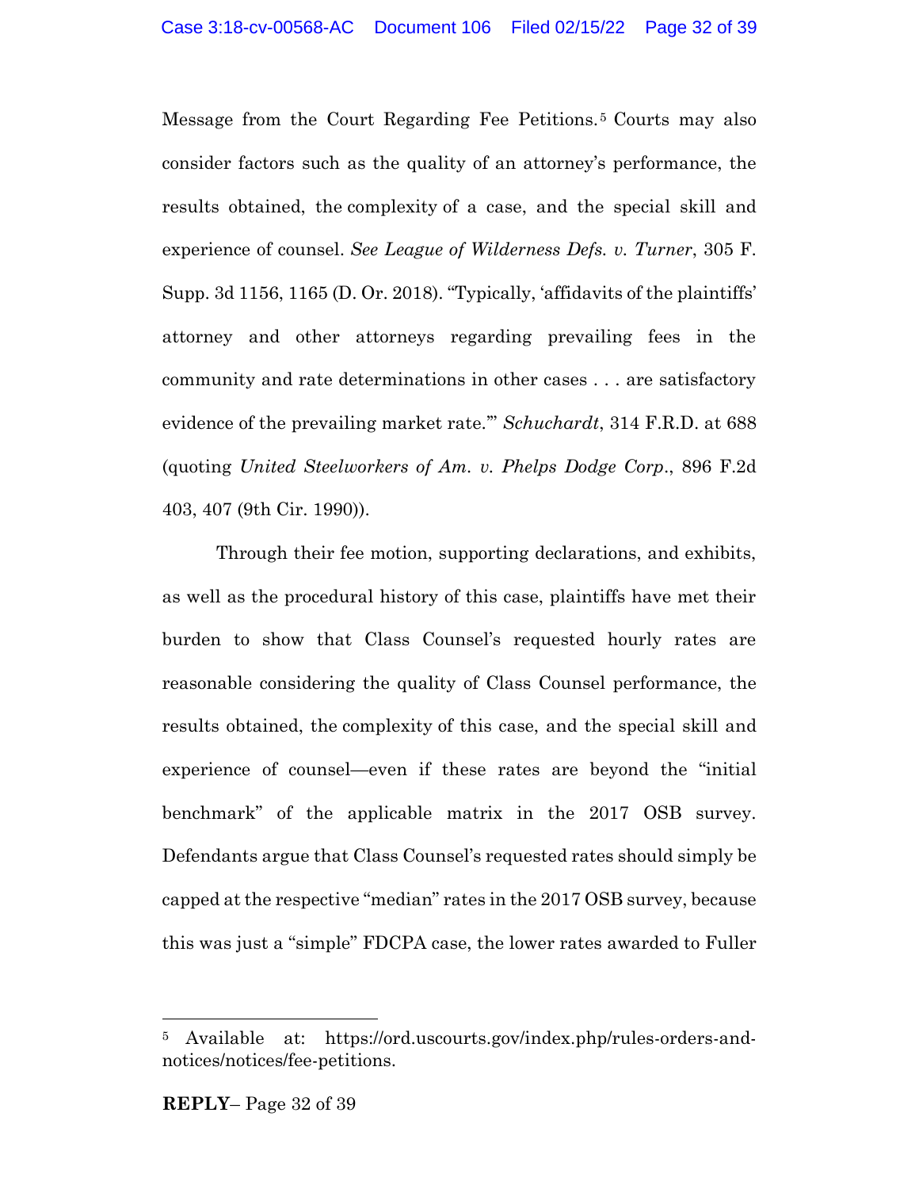Message from the Court Regarding Fee Petitions.[5] Courts may also consider factors such as the quality of an attorney's performance, the results obtained, the complexity of a case, and the special skill and experience of counsel. *See League of Wilderness Defs. v. Turner*, 305 F. Supp. 3d 1156, 1165 (D. Or. 2018). "Typically, 'affidavits of the plaintiffs' attorney and other attorneys regarding prevailing fees in the community and rate determinations in other cases . . . are satisfactory evidence of the prevailing market rate.'" *Schuchardt*, 314 F.R.D. at 688 (quoting *United Steelworkers of Am. v. Phelps Dodge Corp*., 896 F.2d 403, 407 (9th Cir. 1990)).

Through their fee motion, supporting declarations, and exhibits, as well as the procedural history of this case, plaintiffs have met their burden to show that Class Counsel's requested hourly rates are reasonable considering the quality of Class Counsel performance, the results obtained, the complexity of this case, and the special skill and experience of counsel—even if these rates are beyond the "initial benchmark" of the applicable matrix in the 2017 OSB survey. Defendants argue that Class Counsel's requested rates should simply be capped at the respective "median" rates in the 2017 OSB survey, because this was just a "simple" FDCPA case, the lower rates awarded to Fuller

---

[5] Available at: https://ord.uscourts.gov/index.php/rules-orders-and-notices/notices/fee-petitions.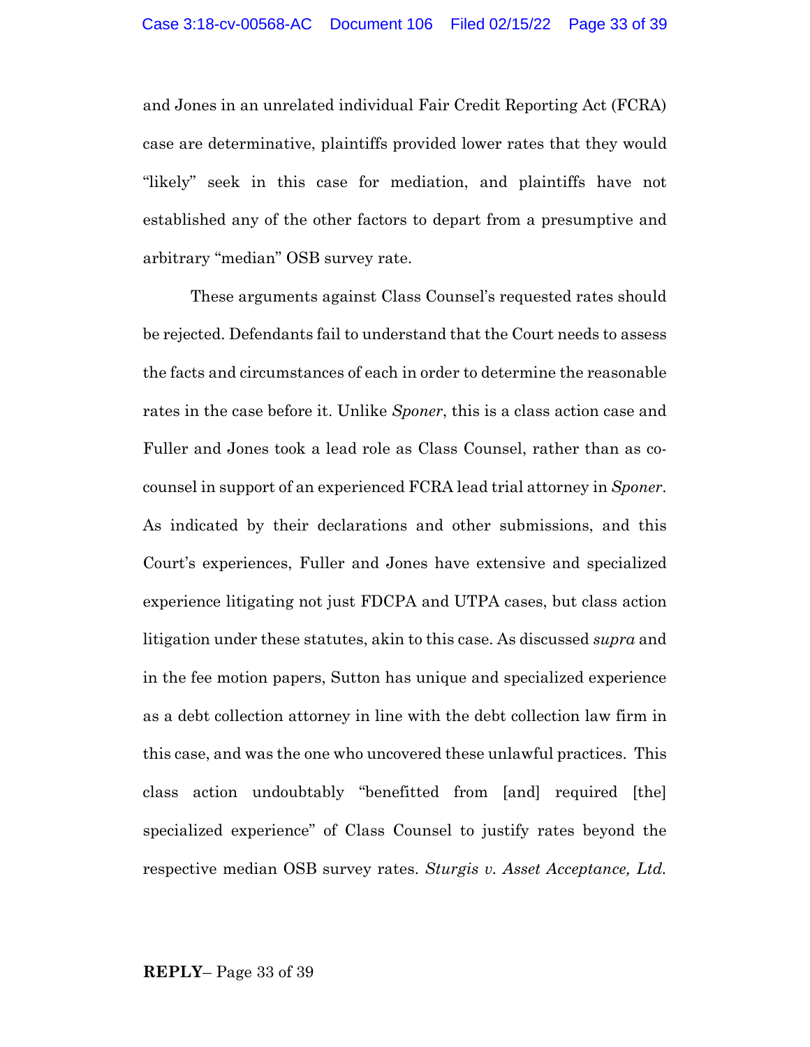and Jones in an unrelated individual Fair Credit Reporting Act (FCRA) case are determinative, plaintiffs provided lower rates that they would "likely" seek in this case for mediation, and plaintiffs have not established any of the other factors to depart from a presumptive and arbitrary "median" OSB survey rate.

These arguments against Class Counsel's requested rates should be rejected. Defendants fail to understand that the Court needs to assess the facts and circumstances of each in order to determine the reasonable rates in the case before it. Unlike *Sponer*, this is a class action case and Fuller and Jones took a lead role as Class Counsel, rather than as co-counsel in support of an experienced FCRA lead trial attorney in *Sponer*. As indicated by their declarations and other submissions, and this Court's experiences, Fuller and Jones have extensive and specialized experience litigating not just FDCPA and UTPA cases, but class action litigation under these statutes, akin to this case. As discussed *supra* and in the fee motion papers, Sutton has unique and specialized experience as a debt collection attorney in line with the debt collection law firm in this case, and was the one who uncovered these unlawful practices. This class action undoubtably "benefitted from [and] required [the] specialized experience" of Class Counsel to justify rates beyond the respective median OSB survey rates. *Sturgis v. Asset Acceptance, Ltd.*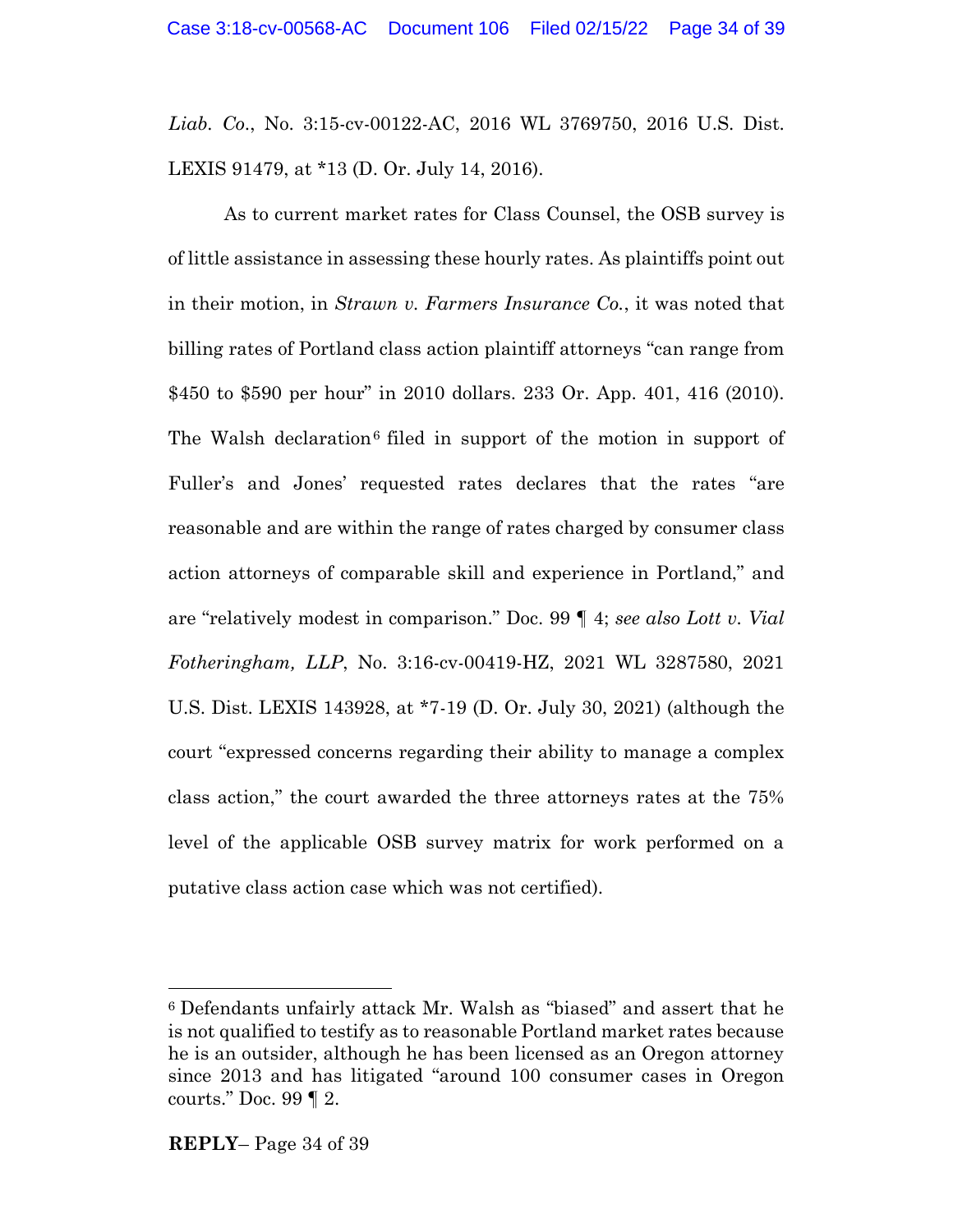*Liab. Co.*, No. 3:15-cv-00122-AC, 2016 WL 3769750, 2016 U.S. Dist. LEXIS 91479, at *13 (D. Or. July 14, 2016).

As to current market rates for Class Counsel, the OSB survey is of little assistance in assessing these hourly rates. As plaintiffs point out in their motion, in *Strawn v. Farmers Insurance Co.*, it was noted that billing rates of Portland class action plaintiff attorneys "can range from $450 to $590 per hour" in 2010 dollars. 233 Or. App. 401, 416 (2010). The Walsh declaration[6] filed in support of the motion in support of Fuller's and Jones' requested rates declares that the rates "are reasonable and are within the range of rates charged by consumer class action attorneys of comparable skill and experience in Portland," and are "relatively modest in comparison." Doc. 99 ¶ 4; *see also Lott v. Vial Fotheringham, LLP*, No. 3:16-cv-00419-HZ, 2021 WL 3287580, 2021 U.S. Dist. LEXIS 143928, at *7-19 (D. Or. July 30, 2021) (although the court "expressed concerns regarding their ability to manage a complex class action," the court awarded the three attorneys rates at the 75% level of the applicable OSB survey matrix for work performed on a putative class action case which was not certified).

---

[6] Defendants unfairly attack Mr. Walsh as "biased" and assert that he is not qualified to testify as to reasonable Portland market rates because he is an outsider, although he has been licensed as an Oregon attorney since 2013 and has litigated "around 100 consumer cases in Oregon courts." Doc. 99 ¶ 2.

**REPLY**– Page 34 of 39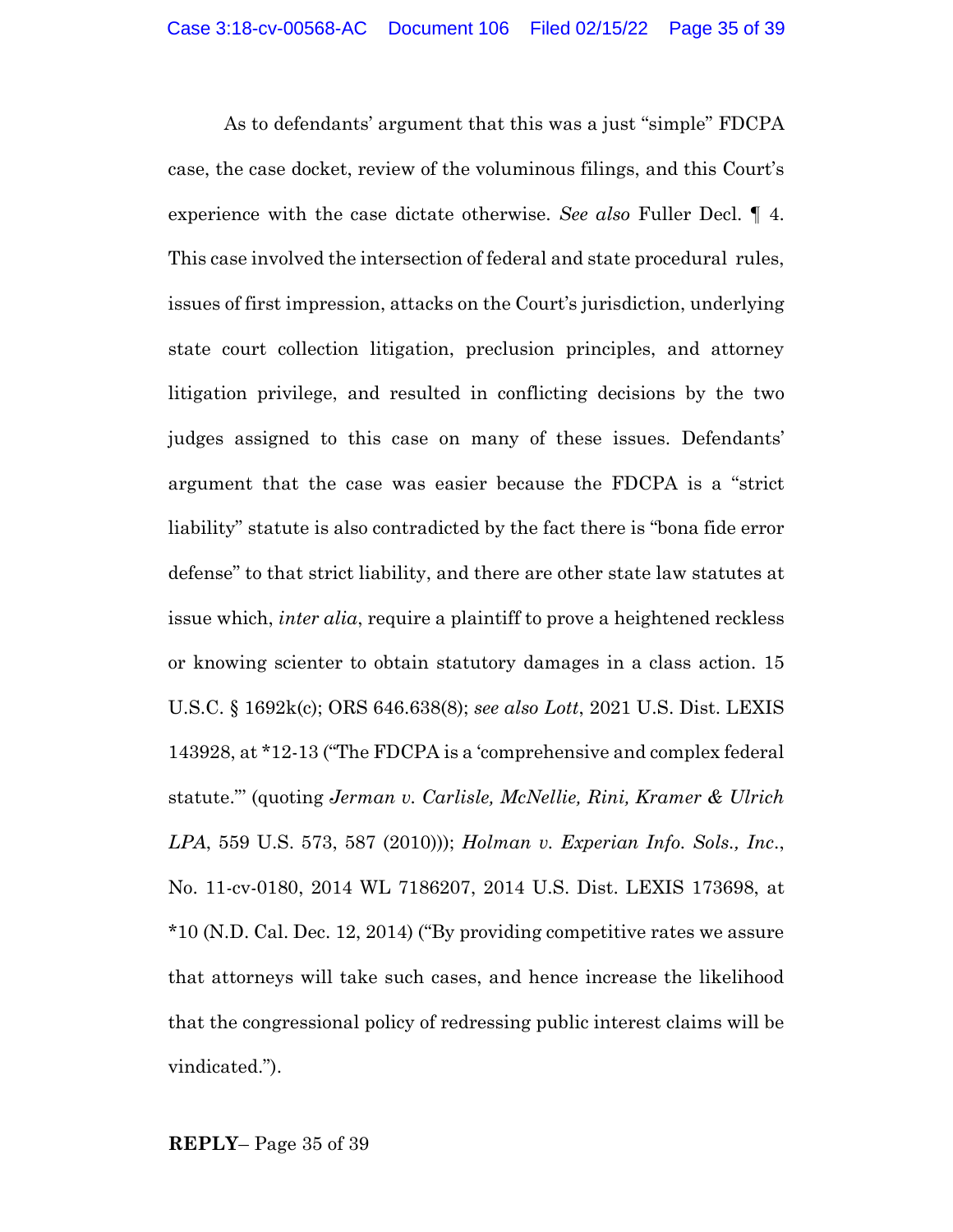As to defendants' argument that this was a just "simple" FDCPA case, the case docket, review of the voluminous filings, and this Court's experience with the case dictate otherwise. *See also* Fuller Decl. ¶ 4. This case involved the intersection of federal and state procedural rules, issues of first impression, attacks on the Court's jurisdiction, underlying state court collection litigation, preclusion principles, and attorney litigation privilege, and resulted in conflicting decisions by the two judges assigned to this case on many of these issues. Defendants' argument that the case was easier because the FDCPA is a "strict liability" statute is also contradicted by the fact there is "bona fide error defense" to that strict liability, and there are other state law statutes at issue which, *inter alia*, require a plaintiff to prove a heightened reckless or knowing scienter to obtain statutory damages in a class action. 15 U.S.C. § 1692k(c); ORS 646.638(8); *see also Lott*, 2021 U.S. Dist. LEXIS 143928, at *12-13 ("The FDCPA is a 'comprehensive and complex federal statute.'" (quoting *Jerman v. Carlisle, McNellie, Rini, Kramer & Ulrich LPA*, 559 U.S. 573, 587 (2010))); *Holman v. Experian Info. Sols., Inc.*, No. 11-cv-0180, 2014 WL 7186207, 2014 U.S. Dist. LEXIS 173698, at *10 (N.D. Cal. Dec. 12, 2014) ("By providing competitive rates we assure that attorneys will take such cases, and hence increase the likelihood that the congressional policy of redressing public interest claims will be vindicated.").

**REPLY**– Page 35 of 39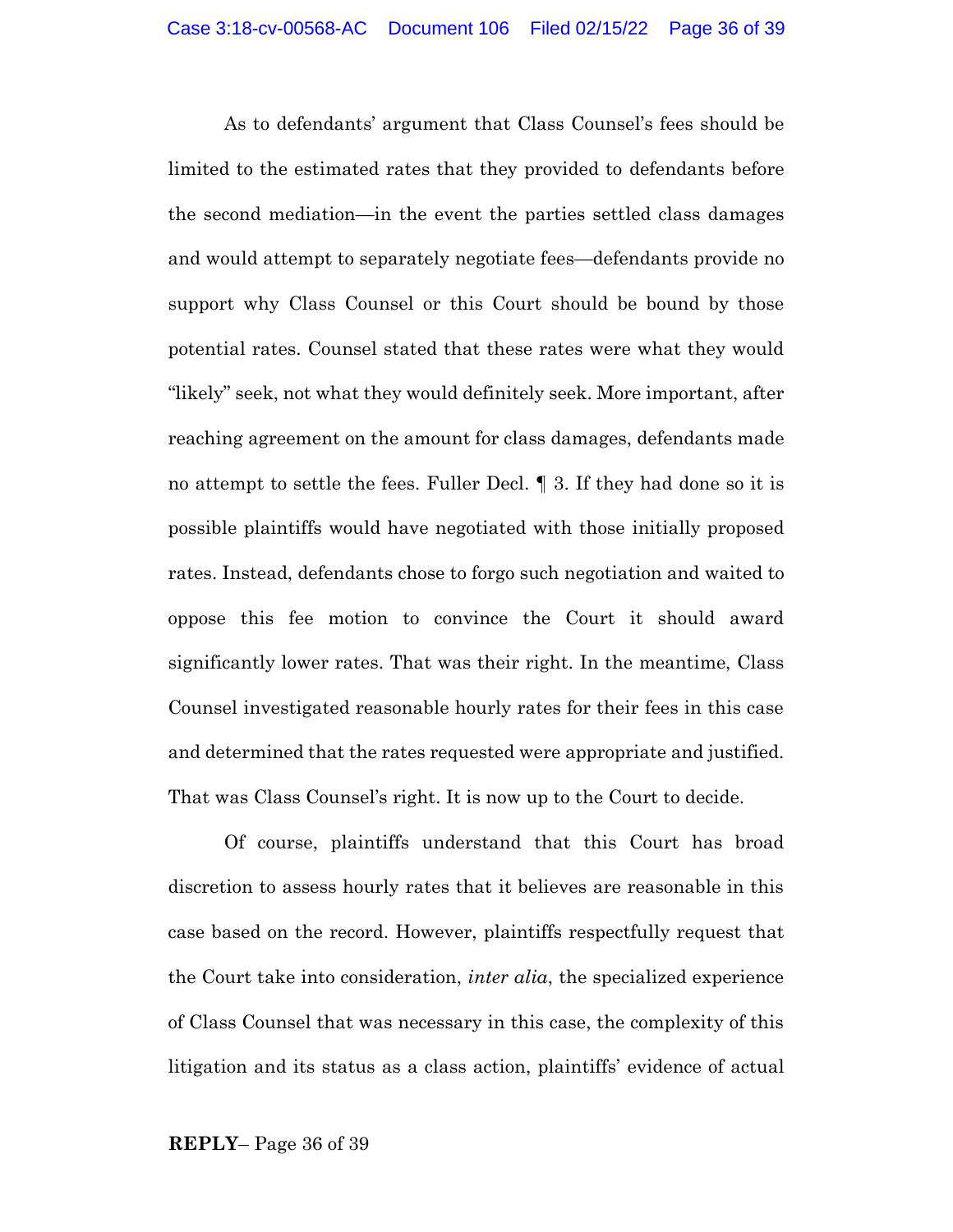As to defendants' argument that Class Counsel's fees should be limited to the estimated rates that they provided to defendants before the second mediation—in the event the parties settled class damages and would attempt to separately negotiate fees—defendants provide no support why Class Counsel or this Court should be bound by those potential rates. Counsel stated that these rates were what they would "likely" seek, not what they would definitely seek. More important, after reaching agreement on the amount for class damages, defendants made no attempt to settle the fees. Fuller Decl. ¶ 3. If they had done so it is possible plaintiffs would have negotiated with those initially proposed rates. Instead, defendants chose to forgo such negotiation and waited to oppose this fee motion to convince the Court it should award significantly lower rates. That was their right. In the meantime, Class Counsel investigated reasonable hourly rates for their fees in this case and determined that the rates requested were appropriate and justified. That was Class Counsel's right. It is now up to the Court to decide.

Of course, plaintiffs understand that this Court has broad discretion to assess hourly rates that it believes are reasonable in this case based on the record. However, plaintiffs respectfully request that the Court take into consideration, *inter alia*, the specialized experience of Class Counsel that was necessary in this case, the complexity of this litigation and its status as a class action, plaintiffs' evidence of actual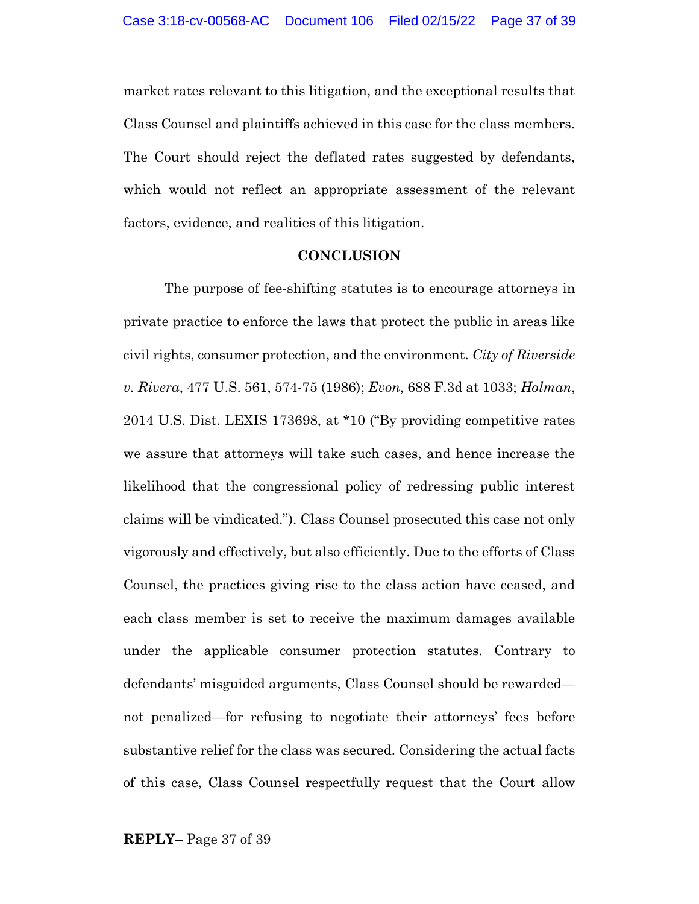market rates relevant to this litigation, and the exceptional results that Class Counsel and plaintiffs achieved in this case for the class members. The Court should reject the deflated rates suggested by defendants, which would not reflect an appropriate assessment of the relevant factors, evidence, and realities of this litigation.

## CONCLUSION

The purpose of fee-shifting statutes is to encourage attorneys in private practice to enforce the laws that protect the public in areas like civil rights, consumer protection, and the environment. *City of Riverside v. Rivera*, 477 U.S. 561, 574-75 (1986); *Evon*, 688 F.3d at 1033; *Holman*, 2014 U.S. Dist. LEXIS 173698, at *10 ("By providing competitive rates we assure that attorneys will take such cases, and hence increase the likelihood that the congressional policy of redressing public interest claims will be vindicated."). Class Counsel prosecuted this case not only vigorously and effectively, but also efficiently. Due to the efforts of Class Counsel, the practices giving rise to the class action have ceased, and each class member is set to receive the maximum damages available under the applicable consumer protection statutes. Contrary to defendants' misguided arguments, Class Counsel should be rewarded—not penalized—for refusing to negotiate their attorneys' fees before substantive relief for the class was secured. Considering the actual facts of this case, Class Counsel respectfully request that the Court allow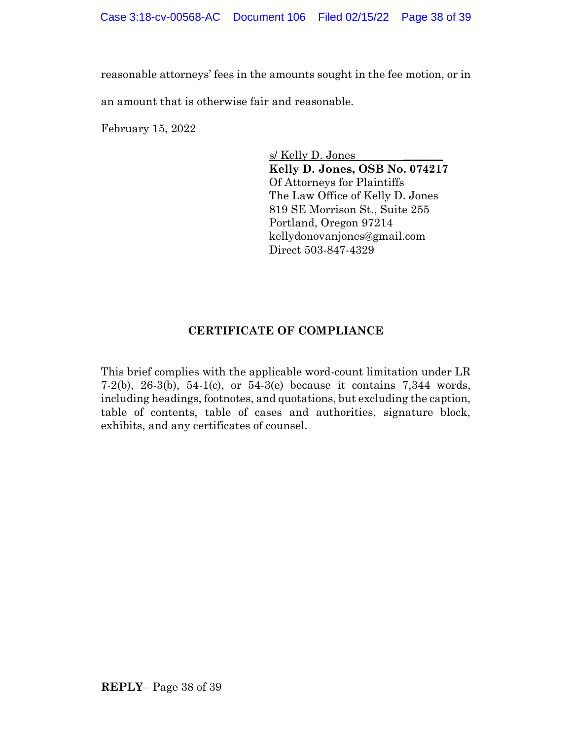reasonable attorneys' fees in the amounts sought in the fee motion, or in an amount that is otherwise fair and reasonable.

February 15, 2022

s/ Kelly D. Jones
**Kelly D. Jones, OSB No. 074217**
Of Attorneys for Plaintiffs
The Law Office of Kelly D. Jones
819 SE Morrison St., Suite 255
Portland, Oregon 97214
kellydonovanjones@gmail.com
Direct 503-847-4329

**CERTIFICATE OF COMPLIANCE**

This brief complies with the applicable word-count limitation under LR 7-2(b), 26-3(b), 54-1(c), or 54-3(e) because it contains 7,344 words, including headings, footnotes, and quotations, but excluding the caption, table of contents, table of cases and authorities, signature block, exhibits, and any certificates of counsel.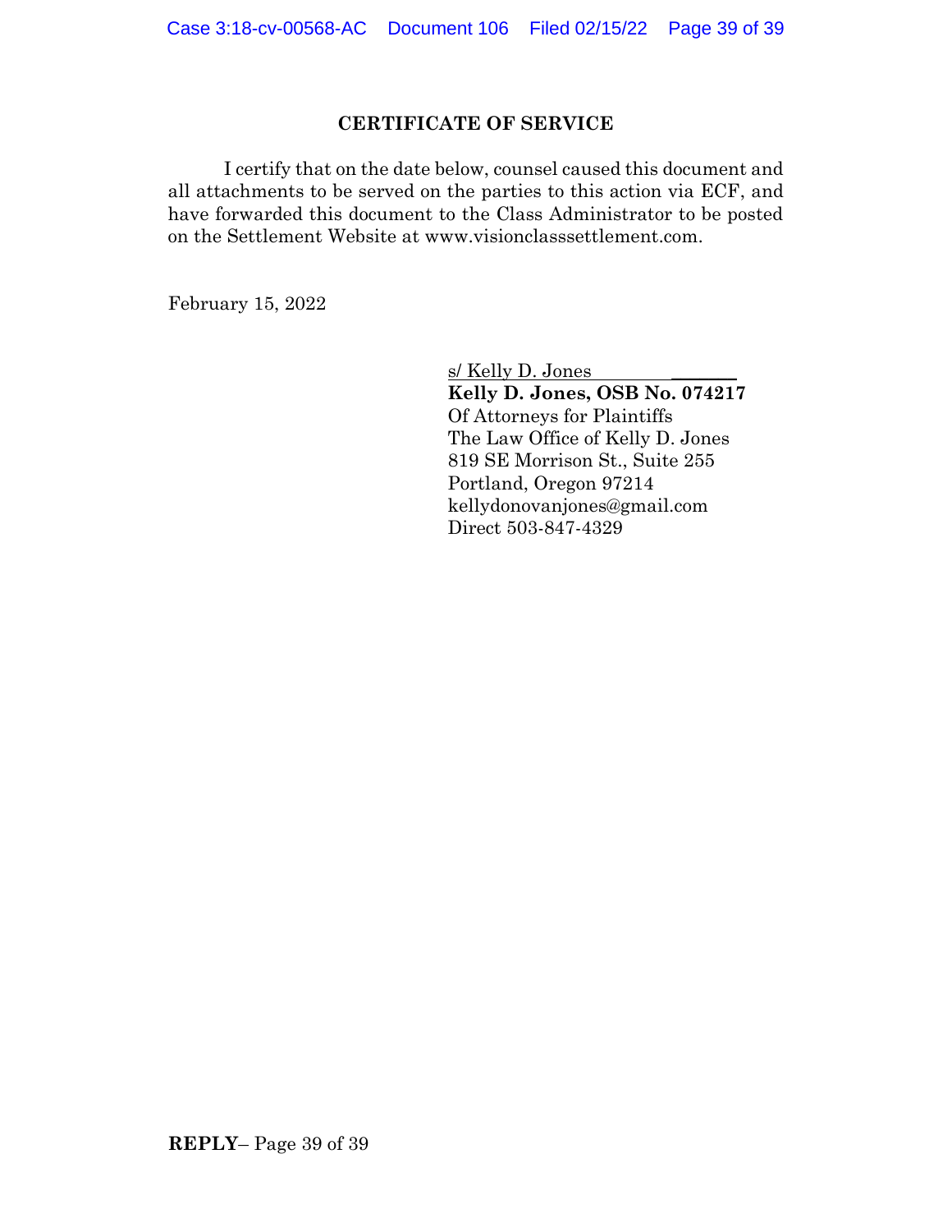## CERTIFICATE OF SERVICE

I certify that on the date below, counsel caused this document and all attachments to be served on the parties to this action via ECF, and have forwarded this document to the Class Administrator to be posted on the Settlement Website at www.visionclasssettlement.com.

February 15, 2022

s/ Kelly D. Jones
**Kelly D. Jones, OSB No. 074217**
Of Attorneys for Plaintiffs
The Law Office of Kelly D. Jones
819 SE Morrison St., Suite 255
Portland, Oregon 97214
kellydonovanjones@gmail.com
Direct 503-847-4329